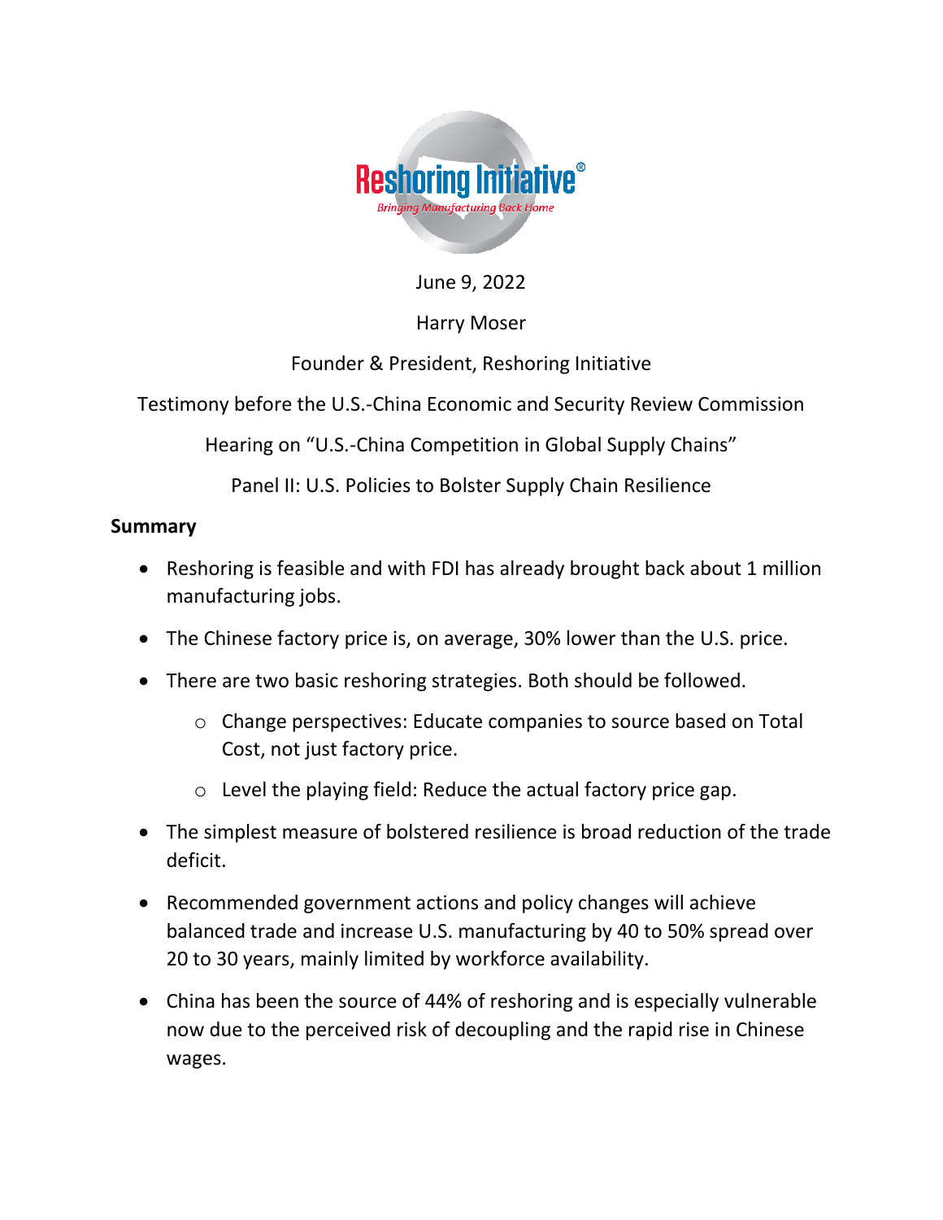Reshoring Initiative®

*Bringing Manufacturing Back Home*

June 9, 2022

Harry Moser

Founder & President, Reshoring Initiative

Testimony before the U.S.-China Economic and Security Review Commission

Hearing on "U.S.-China Competition in Global Supply Chains"

Panel II: U.S. Policies to Bolster Supply Chain Resilience

## Summary

- Reshoring is feasible and with FDI has already brought back about 1 million manufacturing jobs.
- The Chinese factory price is, on average, 30% lower than the U.S. price.
- There are two basic reshoring strategies. Both should be followed.
    - Change perspectives: Educate companies to source based on Total Cost, not just factory price.
    - Level the playing field: Reduce the actual factory price gap.
- The simplest measure of bolstered resilience is broad reduction of the trade deficit.
- Recommended government actions and policy changes will achieve balanced trade and increase U.S. manufacturing by 40 to 50% spread over 20 to 30 years, mainly limited by workforce availability.
- China has been the source of 44% of reshoring and is especially vulnerable now due to the perceived risk of decoupling and the rapid rise in Chinese wages.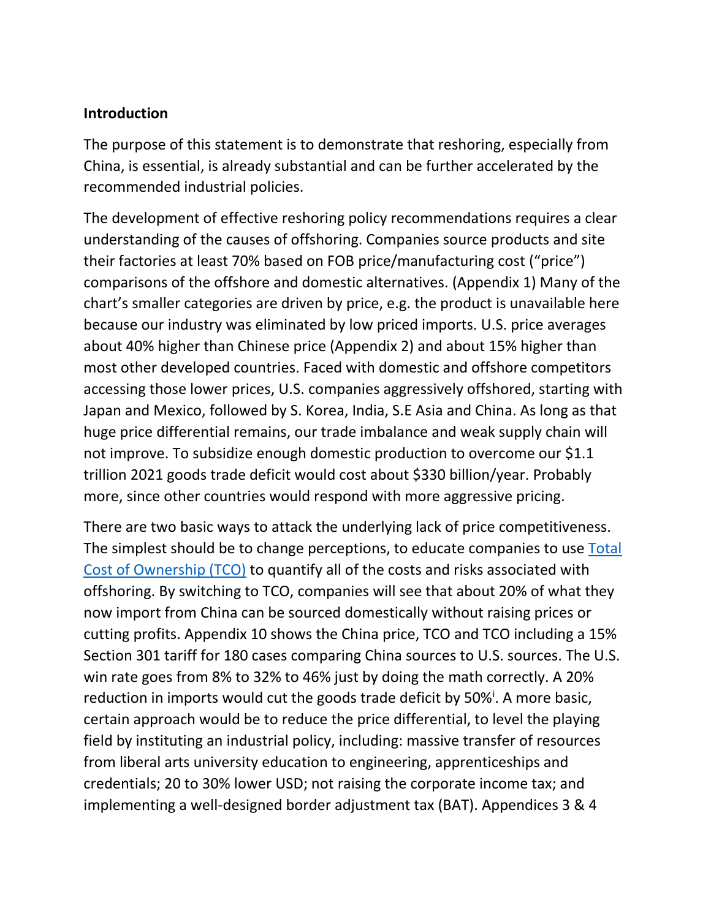**Introduction**

The purpose of this statement is to demonstrate that reshoring, especially from China, is essential, is already substantial and can be further accelerated by the recommended industrial policies.

The development of effective reshoring policy recommendations requires a clear understanding of the causes of offshoring. Companies source products and site their factories at least 70% based on FOB price/manufacturing cost ("price") comparisons of the offshore and domestic alternatives. (Appendix 1) Many of the chart's smaller categories are driven by price, e.g. the product is unavailable here because our industry was eliminated by low priced imports. U.S. price averages about 40% higher than Chinese price (Appendix 2) and about 15% higher than most other developed countries. Faced with domestic and offshore competitors accessing those lower prices, U.S. companies aggressively offshored, starting with Japan and Mexico, followed by S. Korea, India, S.E Asia and China. As long as that huge price differential remains, our trade imbalance and weak supply chain will not improve. To subsidize enough domestic production to overcome our $1.1 trillion 2021 goods trade deficit would cost about $330 billion/year. Probably more, since other countries would respond with more aggressive pricing.

There are two basic ways to attack the underlying lack of price competitiveness. The simplest should be to change perceptions, to educate companies to use [Total Cost of Ownership (TCO)](Total Cost of Ownership (TCO)) to quantify all of the costs and risks associated with offshoring. By switching to TCO, companies will see that about 20% of what they now import from China can be sourced domestically without raising prices or cutting profits. Appendix 10 shows the China price, TCO and TCO including a 15% Section 301 tariff for 180 cases comparing China sources to U.S. sources. The U.S. win rate goes from 8% to 32% to 46% just by doing the math correctly. A 20% reduction in imports would cut the goods trade deficit by 50%[i]. A more basic, certain approach would be to reduce the price differential, to level the playing field by instituting an industrial policy, including: massive transfer of resources from liberal arts university education to engineering, apprenticeships and credentials; 20 to 30% lower USD; not raising the corporate income tax; and implementing a well-designed border adjustment tax (BAT). Appendices 3 & 4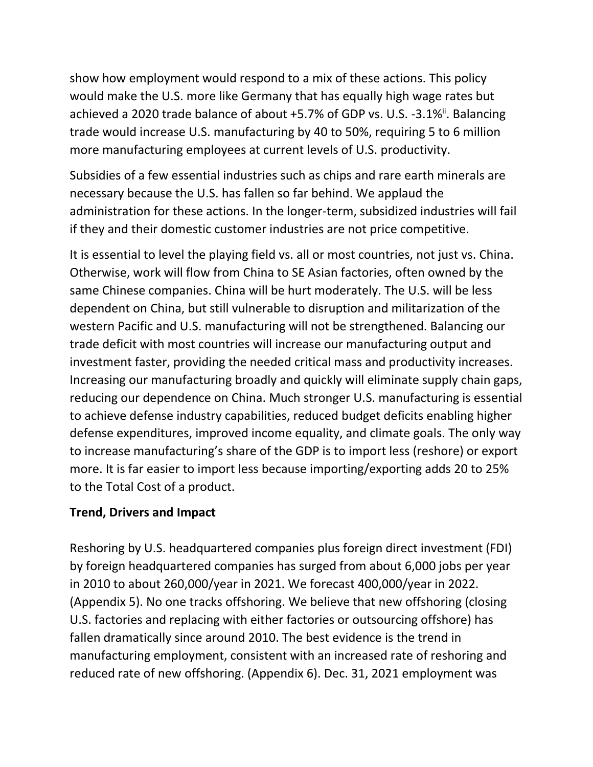show how employment would respond to a mix of these actions. This policy would make the U.S. more like Germany that has equally high wage rates but achieved a 2020 trade balance of about +5.7% of GDP vs. U.S. -3.1%[ii]. Balancing trade would increase U.S. manufacturing by 40 to 50%, requiring 5 to 6 million more manufacturing employees at current levels of U.S. productivity.

Subsidies of a few essential industries such as chips and rare earth minerals are necessary because the U.S. has fallen so far behind. We applaud the administration for these actions. In the longer-term, subsidized industries will fail if they and their domestic customer industries are not price competitive.

It is essential to level the playing field vs. all or most countries, not just vs. China. Otherwise, work will flow from China to SE Asian factories, often owned by the same Chinese companies. China will be hurt moderately. The U.S. will be less dependent on China, but still vulnerable to disruption and militarization of the western Pacific and U.S. manufacturing will not be strengthened. Balancing our trade deficit with most countries will increase our manufacturing output and investment faster, providing the needed critical mass and productivity increases. Increasing our manufacturing broadly and quickly will eliminate supply chain gaps, reducing our dependence on China. Much stronger U.S. manufacturing is essential to achieve defense industry capabilities, reduced budget deficits enabling higher defense expenditures, improved income equality, and climate goals. The only way to increase manufacturing's share of the GDP is to import less (reshore) or export more. It is far easier to import less because importing/exporting adds 20 to 25% to the Total Cost of a product.

**Trend, Drivers and Impact**

Reshoring by U.S. headquartered companies plus foreign direct investment (FDI) by foreign headquartered companies has surged from about 6,000 jobs per year in 2010 to about 260,000/year in 2021. We forecast 400,000/year in 2022. (Appendix 5). No one tracks offshoring. We believe that new offshoring (closing U.S. factories and replacing with either factories or outsourcing offshore) has fallen dramatically since around 2010. The best evidence is the trend in manufacturing employment, consistent with an increased rate of reshoring and reduced rate of new offshoring. (Appendix 6). Dec. 31, 2021 employment was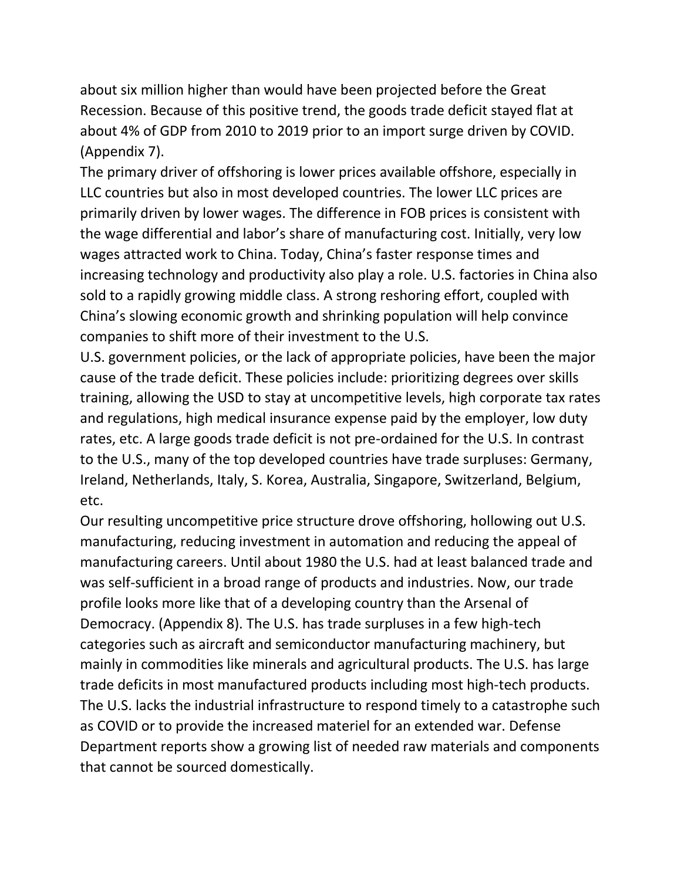about six million higher than would have been projected before the Great Recession. Because of this positive trend, the goods trade deficit stayed flat at about 4% of GDP from 2010 to 2019 prior to an import surge driven by COVID. (Appendix 7).

The primary driver of offshoring is lower prices available offshore, especially in LLC countries but also in most developed countries. The lower LLC prices are primarily driven by lower wages. The difference in FOB prices is consistent with the wage differential and labor's share of manufacturing cost. Initially, very low wages attracted work to China. Today, China's faster response times and increasing technology and productivity also play a role. U.S. factories in China also sold to a rapidly growing middle class. A strong reshoring effort, coupled with China's slowing economic growth and shrinking population will help convince companies to shift more of their investment to the U.S.

U.S. government policies, or the lack of appropriate policies, have been the major cause of the trade deficit. These policies include: prioritizing degrees over skills training, allowing the USD to stay at uncompetitive levels, high corporate tax rates and regulations, high medical insurance expense paid by the employer, low duty rates, etc. A large goods trade deficit is not pre-ordained for the U.S. In contrast to the U.S., many of the top developed countries have trade surpluses: Germany, Ireland, Netherlands, Italy, S. Korea, Australia, Singapore, Switzerland, Belgium, etc.

Our resulting uncompetitive price structure drove offshoring, hollowing out U.S. manufacturing, reducing investment in automation and reducing the appeal of manufacturing careers. Until about 1980 the U.S. had at least balanced trade and was self-sufficient in a broad range of products and industries. Now, our trade profile looks more like that of a developing country than the Arsenal of Democracy. (Appendix 8). The U.S. has trade surpluses in a few high-tech categories such as aircraft and semiconductor manufacturing machinery, but mainly in commodities like minerals and agricultural products. The U.S. has large trade deficits in most manufactured products including most high-tech products. The U.S. lacks the industrial infrastructure to respond timely to a catastrophe such as COVID or to provide the increased materiel for an extended war. Defense Department reports show a growing list of needed raw materials and components that cannot be sourced domestically.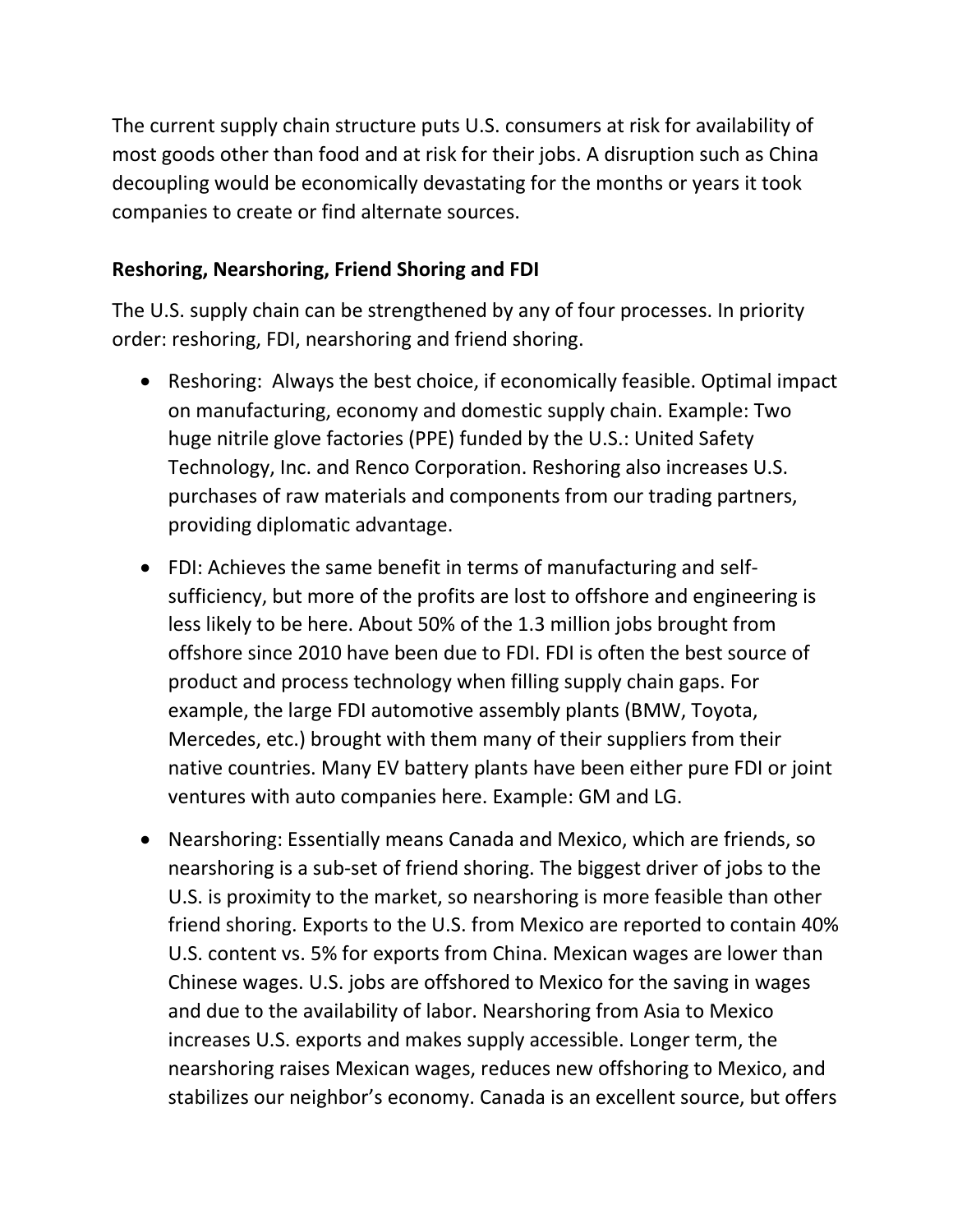The current supply chain structure puts U.S. consumers at risk for availability of most goods other than food and at risk for their jobs. A disruption such as China decoupling would be economically devastating for the months or years it took companies to create or find alternate sources.

**Reshoring, Nearshoring, Friend Shoring and FDI**

The U.S. supply chain can be strengthened by any of four processes. In priority order: reshoring, FDI, nearshoring and friend shoring.

- Reshoring: Always the best choice, if economically feasible. Optimal impact on manufacturing, economy and domestic supply chain. Example: Two huge nitrile glove factories (PPE) funded by the U.S.: United Safety Technology, Inc. and Renco Corporation. Reshoring also increases U.S. purchases of raw materials and components from our trading partners, providing diplomatic advantage.
- FDI: Achieves the same benefit in terms of manufacturing and self-sufficiency, but more of the profits are lost to offshore and engineering is less likely to be here. About 50% of the 1.3 million jobs brought from offshore since 2010 have been due to FDI. FDI is often the best source of product and process technology when filling supply chain gaps. For example, the large FDI automotive assembly plants (BMW, Toyota, Mercedes, etc.) brought with them many of their suppliers from their native countries. Many EV battery plants have been either pure FDI or joint ventures with auto companies here. Example: GM and LG.
- Nearshoring: Essentially means Canada and Mexico, which are friends, so nearshoring is a sub-set of friend shoring. The biggest driver of jobs to the U.S. is proximity to the market, so nearshoring is more feasible than other friend shoring. Exports to the U.S. from Mexico are reported to contain 40% U.S. content vs. 5% for exports from China. Mexican wages are lower than Chinese wages. U.S. jobs are offshored to Mexico for the saving in wages and due to the availability of labor. Nearshoring from Asia to Mexico increases U.S. exports and makes supply accessible. Longer term, the nearshoring raises Mexican wages, reduces new offshoring to Mexico, and stabilizes our neighbor's economy. Canada is an excellent source, but offers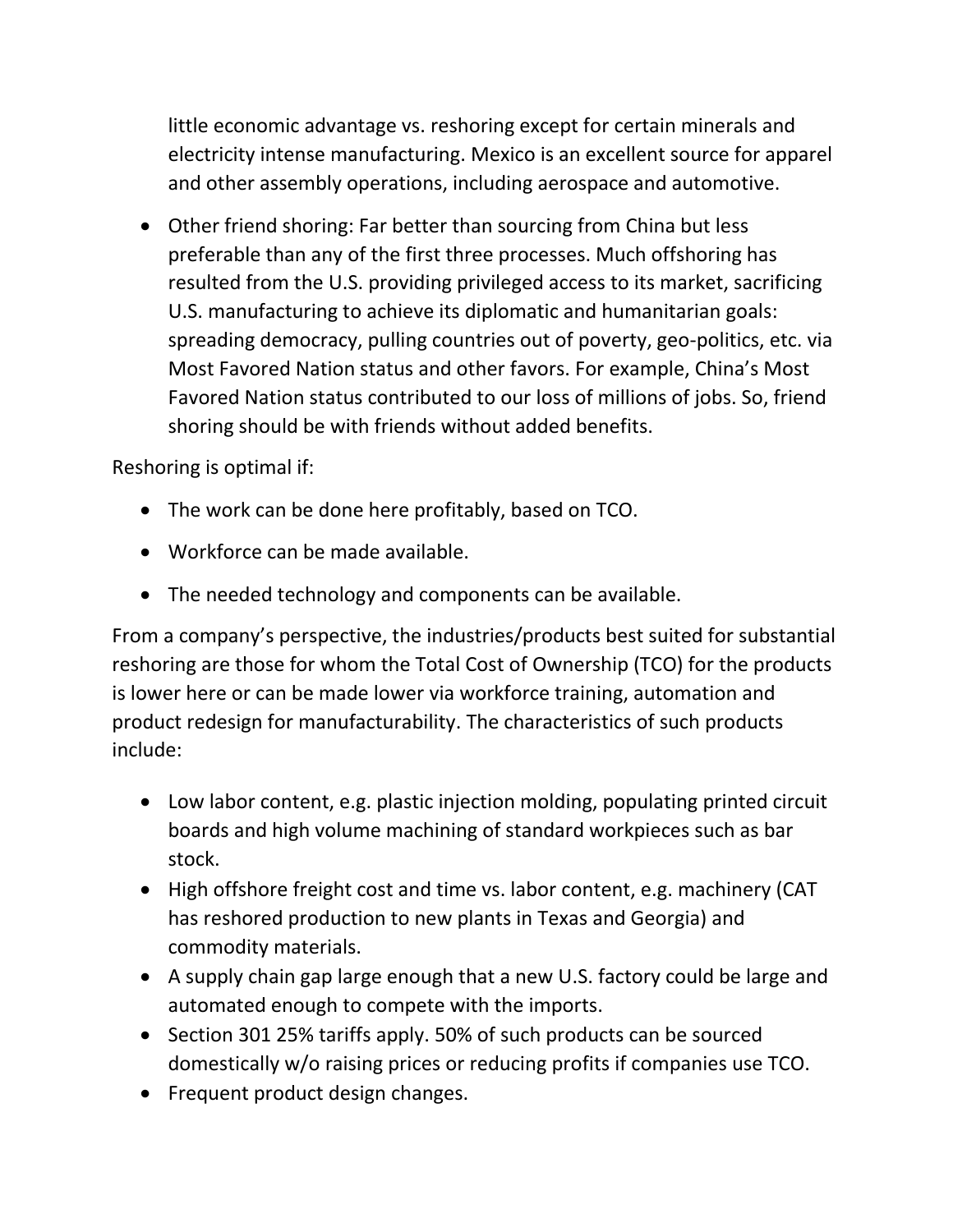little economic advantage vs. reshoring except for certain minerals and electricity intense manufacturing. Mexico is an excellent source for apparel and other assembly operations, including aerospace and automotive.

- Other friend shoring: Far better than sourcing from China but less preferable than any of the first three processes. Much offshoring has resulted from the U.S. providing privileged access to its market, sacrificing U.S. manufacturing to achieve its diplomatic and humanitarian goals: spreading democracy, pulling countries out of poverty, geo-politics, etc. via Most Favored Nation status and other favors. For example, China's Most Favored Nation status contributed to our loss of millions of jobs. So, friend shoring should be with friends without added benefits.

Reshoring is optimal if:

- The work can be done here profitably, based on TCO.
- Workforce can be made available.
- The needed technology and components can be available.

From a company's perspective, the industries/products best suited for substantial reshoring are those for whom the Total Cost of Ownership (TCO) for the products is lower here or can be made lower via workforce training, automation and product redesign for manufacturability. The characteristics of such products include:

- Low labor content, e.g. plastic injection molding, populating printed circuit boards and high volume machining of standard workpieces such as bar stock.
- High offshore freight cost and time vs. labor content, e.g. machinery (CAT has reshored production to new plants in Texas and Georgia) and commodity materials.
- A supply chain gap large enough that a new U.S. factory could be large and automated enough to compete with the imports.
- Section 301 25% tariffs apply. 50% of such products can be sourced domestically w/o raising prices or reducing profits if companies use TCO.
- Frequent product design changes.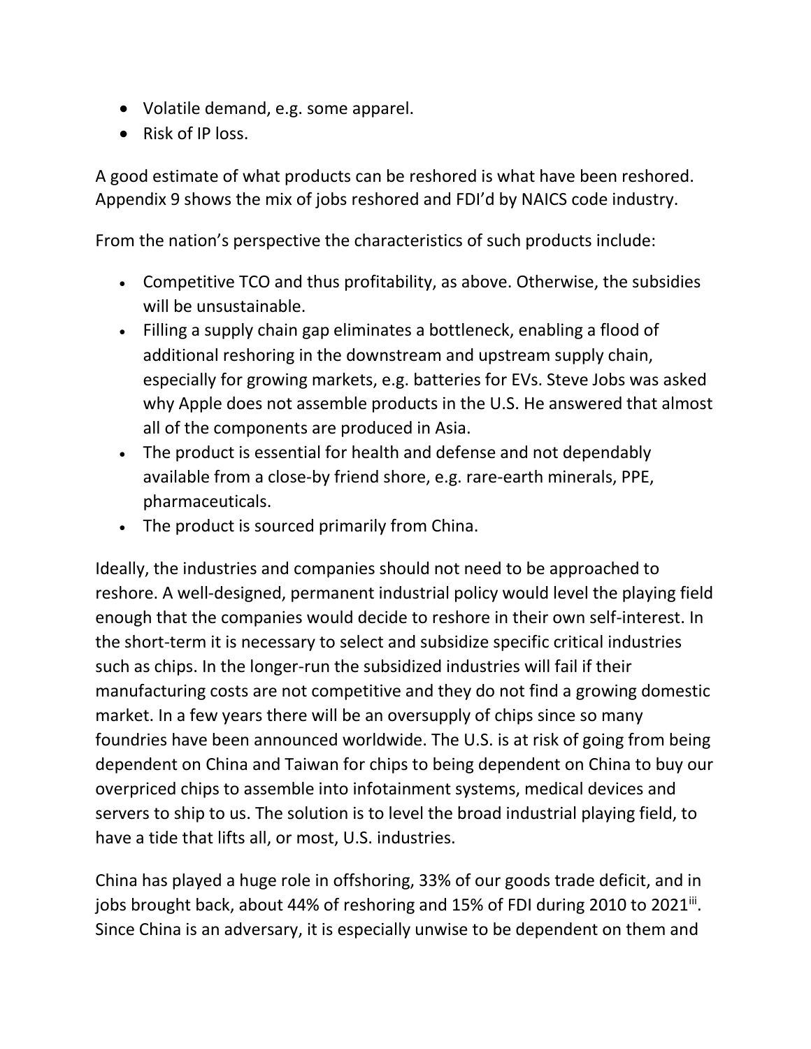- Volatile demand, e.g. some apparel.
- Risk of IP loss.

A good estimate of what products can be reshored is what have been reshored. Appendix 9 shows the mix of jobs reshored and FDI'd by NAICS code industry.

From the nation's perspective the characteristics of such products include:

- Competitive TCO and thus profitability, as above. Otherwise, the subsidies will be unsustainable.
- Filling a supply chain gap eliminates a bottleneck, enabling a flood of additional reshoring in the downstream and upstream supply chain, especially for growing markets, e.g. batteries for EVs. Steve Jobs was asked why Apple does not assemble products in the U.S. He answered that almost all of the components are produced in Asia.
- The product is essential for health and defense and not dependably available from a close-by friend shore, e.g. rare-earth minerals, PPE, pharmaceuticals.
- The product is sourced primarily from China.

Ideally, the industries and companies should not need to be approached to reshore. A well-designed, permanent industrial policy would level the playing field enough that the companies would decide to reshore in their own self-interest. In the short-term it is necessary to select and subsidize specific critical industries such as chips. In the longer-run the subsidized industries will fail if their manufacturing costs are not competitive and they do not find a growing domestic market. In a few years there will be an oversupply of chips since so many foundries have been announced worldwide. The U.S. is at risk of going from being dependent on China and Taiwan for chips to being dependent on China to buy our overpriced chips to assemble into infotainment systems, medical devices and servers to ship to us. The solution is to level the broad industrial playing field, to have a tide that lifts all, or most, U.S. industries.

China has played a huge role in offshoring, 33% of our goods trade deficit, and in jobs brought back, about 44% of reshoring and 15% of FDI during 2010 to 2021[iii]. Since China is an adversary, it is especially unwise to be dependent on them and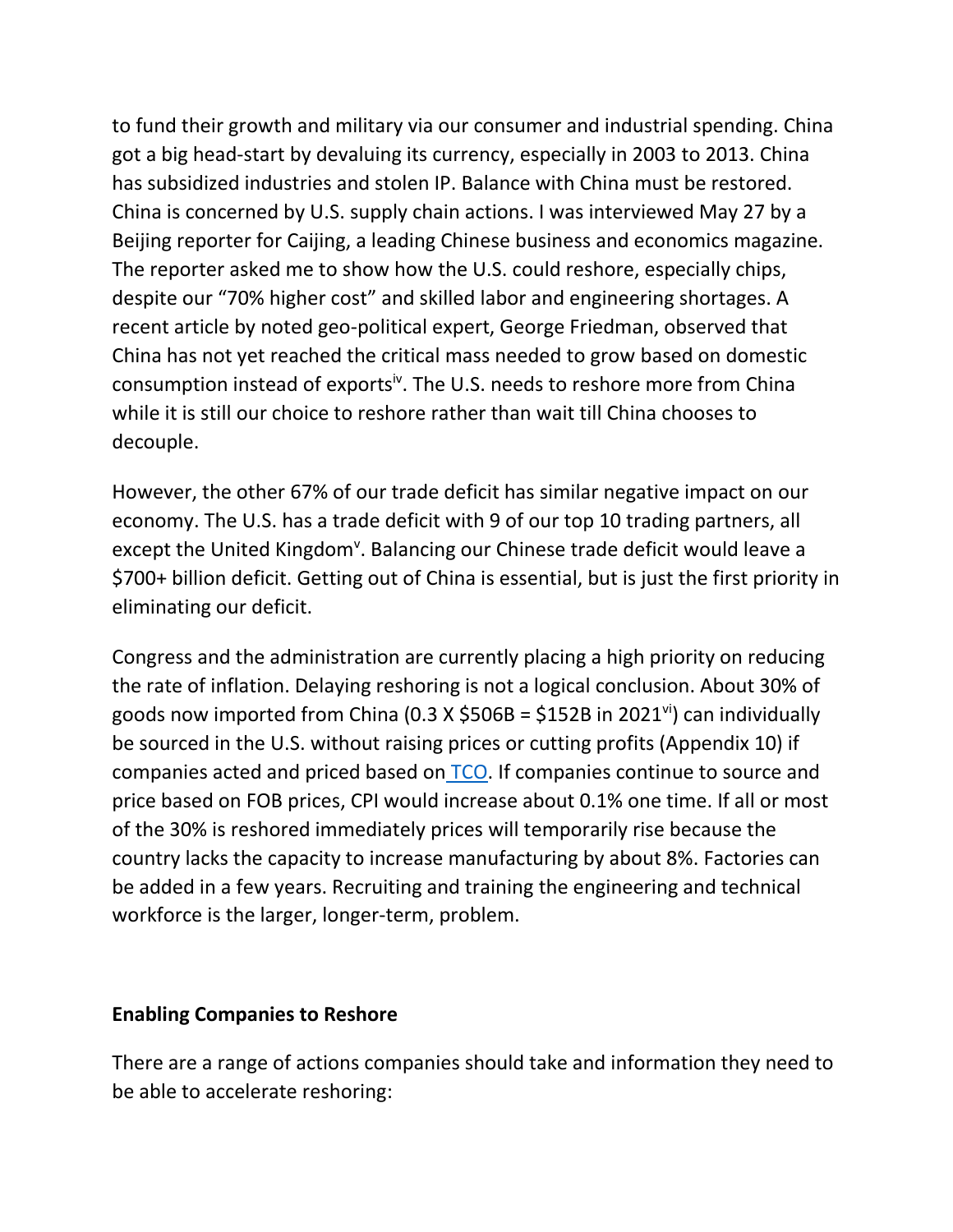to fund their growth and military via our consumer and industrial spending. China got a big head-start by devaluing its currency, especially in 2003 to 2013. China has subsidized industries and stolen IP. Balance with China must be restored. China is concerned by U.S. supply chain actions. I was interviewed May 27 by a Beijing reporter for Caijing, a leading Chinese business and economics magazine. The reporter asked me to show how the U.S. could reshore, especially chips, despite our "70% higher cost" and skilled labor and engineering shortages. A recent article by noted geo-political expert, George Friedman, observed that China has not yet reached the critical mass needed to grow based on domestic consumption instead of exports[iv]. The U.S. needs to reshore more from China while it is still our choice to reshore rather than wait till China chooses to decouple.

However, the other 67% of our trade deficit has similar negative impact on our economy. The U.S. has a trade deficit with 9 of our top 10 trading partners, all except the United Kingdom[v]. Balancing our Chinese trade deficit would leave a $700+ billion deficit. Getting out of China is essential, but is just the first priority in eliminating our deficit.

Congress and the administration are currently placing a high priority on reducing the rate of inflation. Delaying reshoring is not a logical conclusion. About 30% of goods now imported from China (0.3 X $506B = $152B in 2021[vi]) can individually be sourced in the U.S. without raising prices or cutting profits (Appendix 10) if companies acted and priced based on TCO. If companies continue to source and price based on FOB prices, CPI would increase about 0.1% one time. If all or most of the 30% is reshored immediately prices will temporarily rise because the country lacks the capacity to increase manufacturing by about 8%. Factories can be added in a few years. Recruiting and training the engineering and technical workforce is the larger, longer-term, problem.

**Enabling Companies to Reshore**

There are a range of actions companies should take and information they need to be able to accelerate reshoring: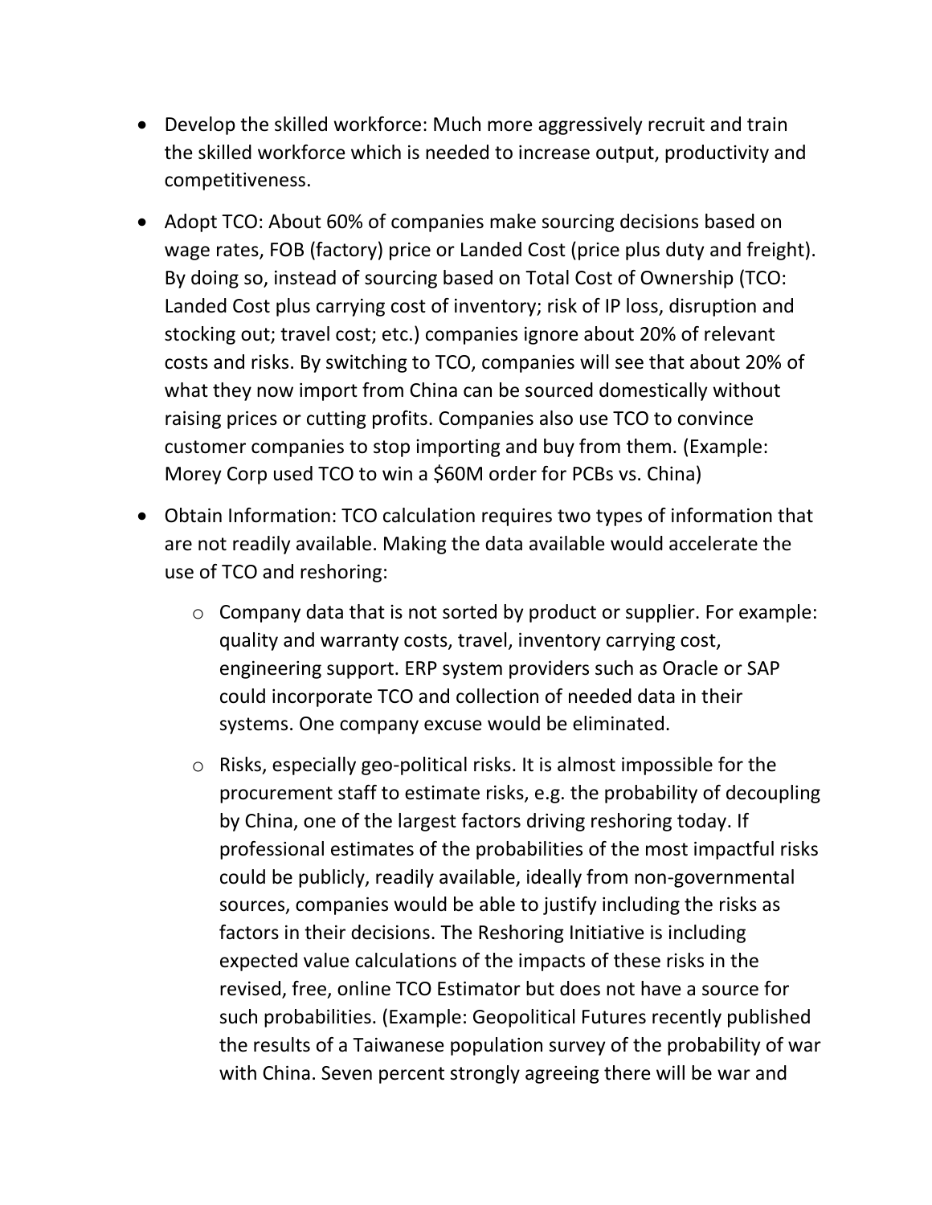- Develop the skilled workforce: Much more aggressively recruit and train the skilled workforce which is needed to increase output, productivity and competitiveness.
- Adopt TCO: About 60% of companies make sourcing decisions based on wage rates, FOB (factory) price or Landed Cost (price plus duty and freight). By doing so, instead of sourcing based on Total Cost of Ownership (TCO: Landed Cost plus carrying cost of inventory; risk of IP loss, disruption and stocking out; travel cost; etc.) companies ignore about 20% of relevant costs and risks. By switching to TCO, companies will see that about 20% of what they now import from China can be sourced domestically without raising prices or cutting profits. Companies also use TCO to convince customer companies to stop importing and buy from them. (Example: Morey Corp used TCO to win a $60M order for PCBs vs. China)
- Obtain Information: TCO calculation requires two types of information that are not readily available. Making the data available would accelerate the use of TCO and reshoring:
    - Company data that is not sorted by product or supplier. For example: quality and warranty costs, travel, inventory carrying cost, engineering support. ERP system providers such as Oracle or SAP could incorporate TCO and collection of needed data in their systems. One company excuse would be eliminated.
    - Risks, especially geo-political risks. It is almost impossible for the procurement staff to estimate risks, e.g. the probability of decoupling by China, one of the largest factors driving reshoring today. If professional estimates of the probabilities of the most impactful risks could be publicly, readily available, ideally from non-governmental sources, companies would be able to justify including the risks as factors in their decisions. The Reshoring Initiative is including expected value calculations of the impacts of these risks in the revised, free, online TCO Estimator but does not have a source for such probabilities. (Example: Geopolitical Futures recently published the results of a Taiwanese population survey of the probability of war with China. Seven percent strongly agreeing there will be war and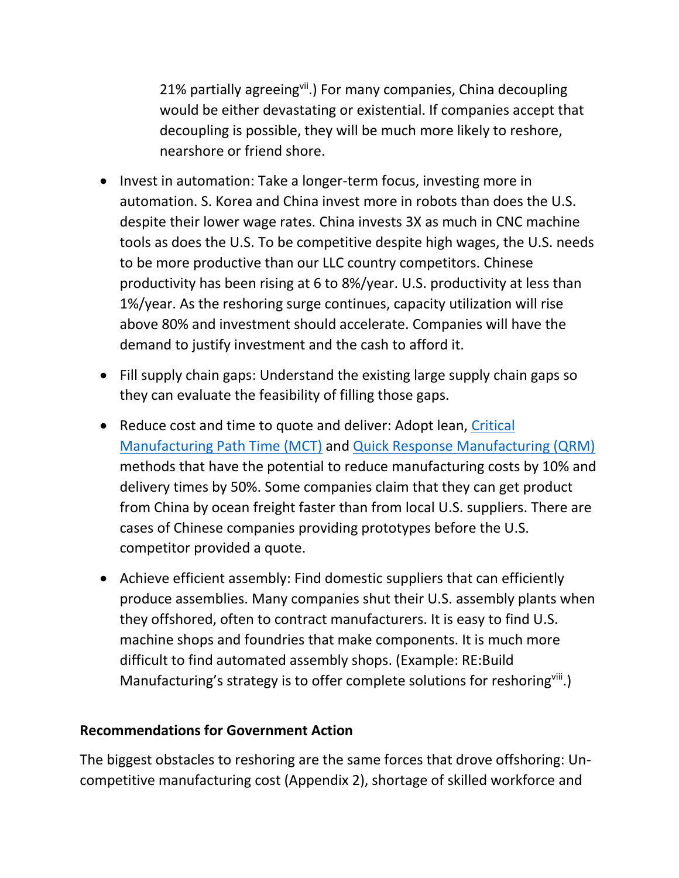21% partially agreeing[vii].) For many companies, China decoupling would be either devastating or existential. If companies accept that decoupling is possible, they will be much more likely to reshore, nearshore or friend shore.

- Invest in automation: Take a longer-term focus, investing more in automation. S. Korea and China invest more in robots than does the U.S. despite their lower wage rates. China invests 3X as much in CNC machine tools as does the U.S. To be competitive despite high wages, the U.S. needs to be more productive than our LLC country competitors. Chinese productivity has been rising at 6 to 8%/year. U.S. productivity at less than 1%/year. As the reshoring surge continues, capacity utilization will rise above 80% and investment should accelerate. Companies will have the demand to justify investment and the cash to afford it.
- Fill supply chain gaps: Understand the existing large supply chain gaps so they can evaluate the feasibility of filling those gaps.
- Reduce cost and time to quote and deliver: Adopt lean, Critical Manufacturing Path Time (MCT) and Quick Response Manufacturing (QRM) methods that have the potential to reduce manufacturing costs by 10% and delivery times by 50%. Some companies claim that they can get product from China by ocean freight faster than from local U.S. suppliers. There are cases of Chinese companies providing prototypes before the U.S. competitor provided a quote.
- Achieve efficient assembly: Find domestic suppliers that can efficiently produce assemblies. Many companies shut their U.S. assembly plants when they offshored, often to contract manufacturers. It is easy to find U.S. machine shops and foundries that make components. It is much more difficult to find automated assembly shops. (Example: RE:Build Manufacturing's strategy is to offer complete solutions for reshoring[viii].)

**Recommendations for Government Action**

The biggest obstacles to reshoring are the same forces that drove offshoring: Un-competitive manufacturing cost (Appendix 2), shortage of skilled workforce and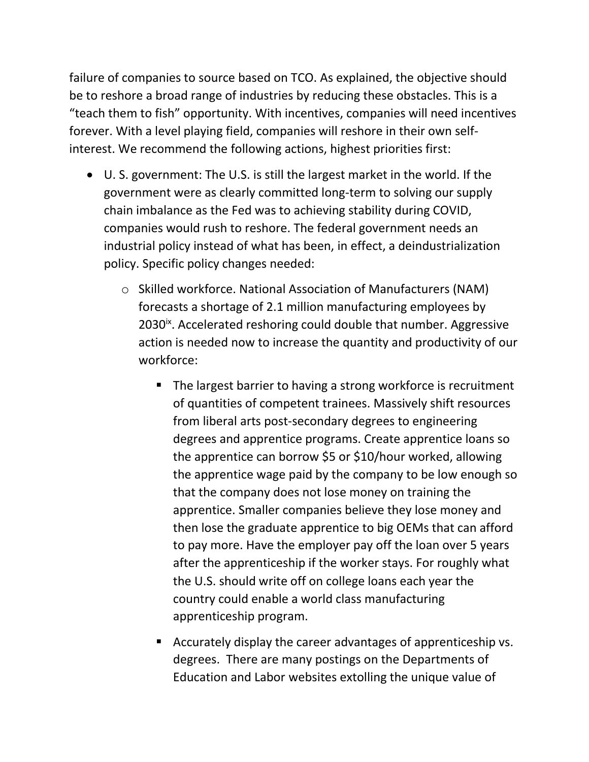failure of companies to source based on TCO. As explained, the objective should be to reshore a broad range of industries by reducing these obstacles. This is a "teach them to fish" opportunity. With incentives, companies will need incentives forever. With a level playing field, companies will reshore in their own self-interest. We recommend the following actions, highest priorities first:

- U. S. government: The U.S. is still the largest market in the world. If the government were as clearly committed long-term to solving our supply chain imbalance as the Fed was to achieving stability during COVID, companies would rush to reshore. The federal government needs an industrial policy instead of what has been, in effect, a deindustrialization policy. Specific policy changes needed:
    - Skilled workforce. National Association of Manufacturers (NAM) forecasts a shortage of 2.1 million manufacturing employees by 2030[ix]. Accelerated reshoring could double that number. Aggressive action is needed now to increase the quantity and productivity of our workforce:
        - The largest barrier to having a strong workforce is recruitment of quantities of competent trainees. Massively shift resources from liberal arts post-secondary degrees to engineering degrees and apprentice programs. Create apprentice loans so the apprentice can borrow $5 or $10/hour worked, allowing the apprentice wage paid by the company to be low enough so that the company does not lose money on training the apprentice. Smaller companies believe they lose money and then lose the graduate apprentice to big OEMs that can afford to pay more. Have the employer pay off the loan over 5 years after the apprenticeship if the worker stays. For roughly what the U.S. should write off on college loans each year the country could enable a world class manufacturing apprenticeship program.
        - Accurately display the career advantages of apprenticeship vs. degrees. There are many postings on the Departments of Education and Labor websites extolling the unique value of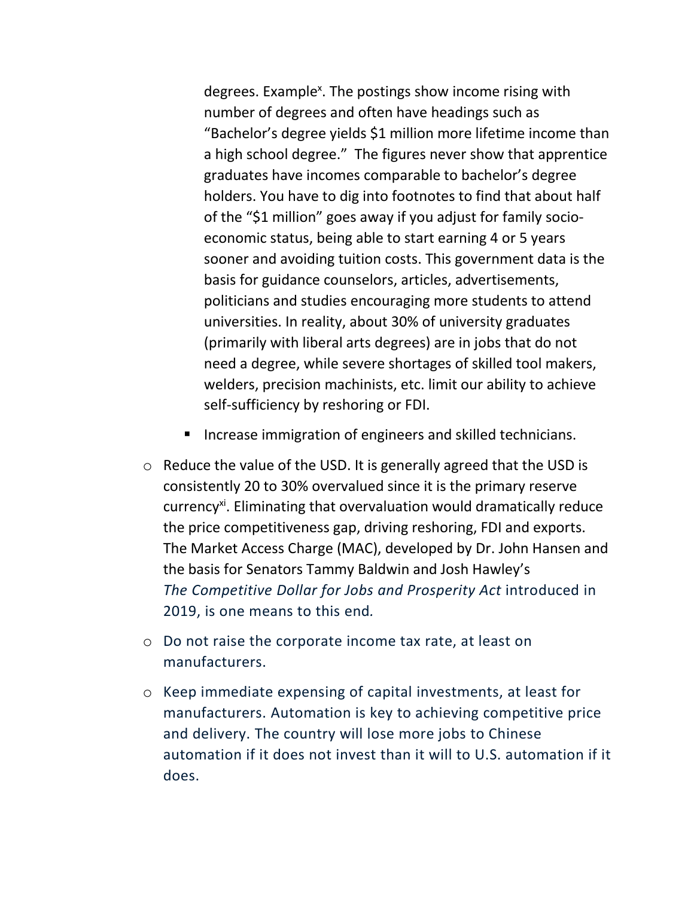degrees. Example[x]. The postings show income rising with number of degrees and often have headings such as "Bachelor's degree yields $1 million more lifetime income than a high school degree." The figures never show that apprentice graduates have incomes comparable to bachelor's degree holders. You have to dig into footnotes to find that about half of the "$1 million" goes away if you adjust for family socio-economic status, being able to start earning 4 or 5 years sooner and avoiding tuition costs. This government data is the basis for guidance counselors, articles, advertisements, politicians and studies encouraging more students to attend universities. In reality, about 30% of university graduates (primarily with liberal arts degrees) are in jobs that do not need a degree, while severe shortages of skilled tool makers, welders, precision machinists, etc. limit our ability to achieve self-sufficiency by reshoring or FDI.

- Increase immigration of engineers and skilled technicians.

- Reduce the value of the USD. It is generally agreed that the USD is consistently 20 to 30% overvalued since it is the primary reserve currency[xi]. Eliminating that overvaluation would dramatically reduce the price competitiveness gap, driving reshoring, FDI and exports. The Market Access Charge (MAC), developed by Dr. John Hansen and the basis for Senators Tammy Baldwin and Josh Hawley's *The Competitive Dollar for Jobs and Prosperity Act* introduced in 2019, is one means to this end.
- Do not raise the corporate income tax rate, at least on manufacturers.
- Keep immediate expensing of capital investments, at least for manufacturers. Automation is key to achieving competitive price and delivery. The country will lose more jobs to Chinese automation if it does not invest than it will to U.S. automation if it does.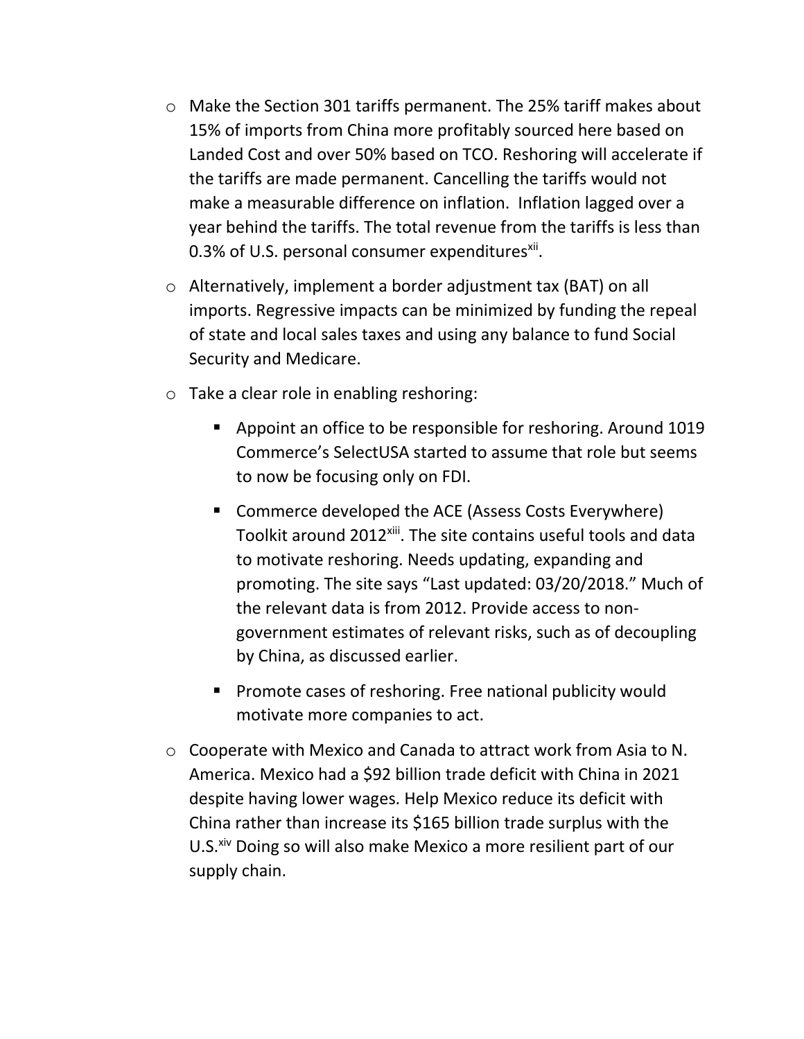- Make the Section 301 tariffs permanent. The 25% tariff makes about 15% of imports from China more profitably sourced here based on Landed Cost and over 50% based on TCO. Reshoring will accelerate if the tariffs are made permanent. Cancelling the tariffs would not make a measurable difference on inflation. Inflation lagged over a year behind the tariffs. The total revenue from the tariffs is less than 0.3% of U.S. personal consumer expenditures[xii].
- Alternatively, implement a border adjustment tax (BAT) on all imports. Regressive impacts can be minimized by funding the repeal of state and local sales taxes and using any balance to fund Social Security and Medicare.
- Take a clear role in enabling reshoring:
  - Appoint an office to be responsible for reshoring. Around 1019 Commerce's SelectUSA started to assume that role but seems to now be focusing only on FDI.
  - Commerce developed the ACE (Assess Costs Everywhere) Toolkit around 2012[xiii]. The site contains useful tools and data to motivate reshoring. Needs updating, expanding and promoting. The site says "Last updated: 03/20/2018." Much of the relevant data is from 2012. Provide access to non-government estimates of relevant risks, such as of decoupling by China, as discussed earlier.
  - Promote cases of reshoring. Free national publicity would motivate more companies to act.
- Cooperate with Mexico and Canada to attract work from Asia to N. America. Mexico had a $92 billion trade deficit with China in 2021 despite having lower wages. Help Mexico reduce its deficit with China rather than increase its $165 billion trade surplus with the U.S.[xiv] Doing so will also make Mexico a more resilient part of our supply chain.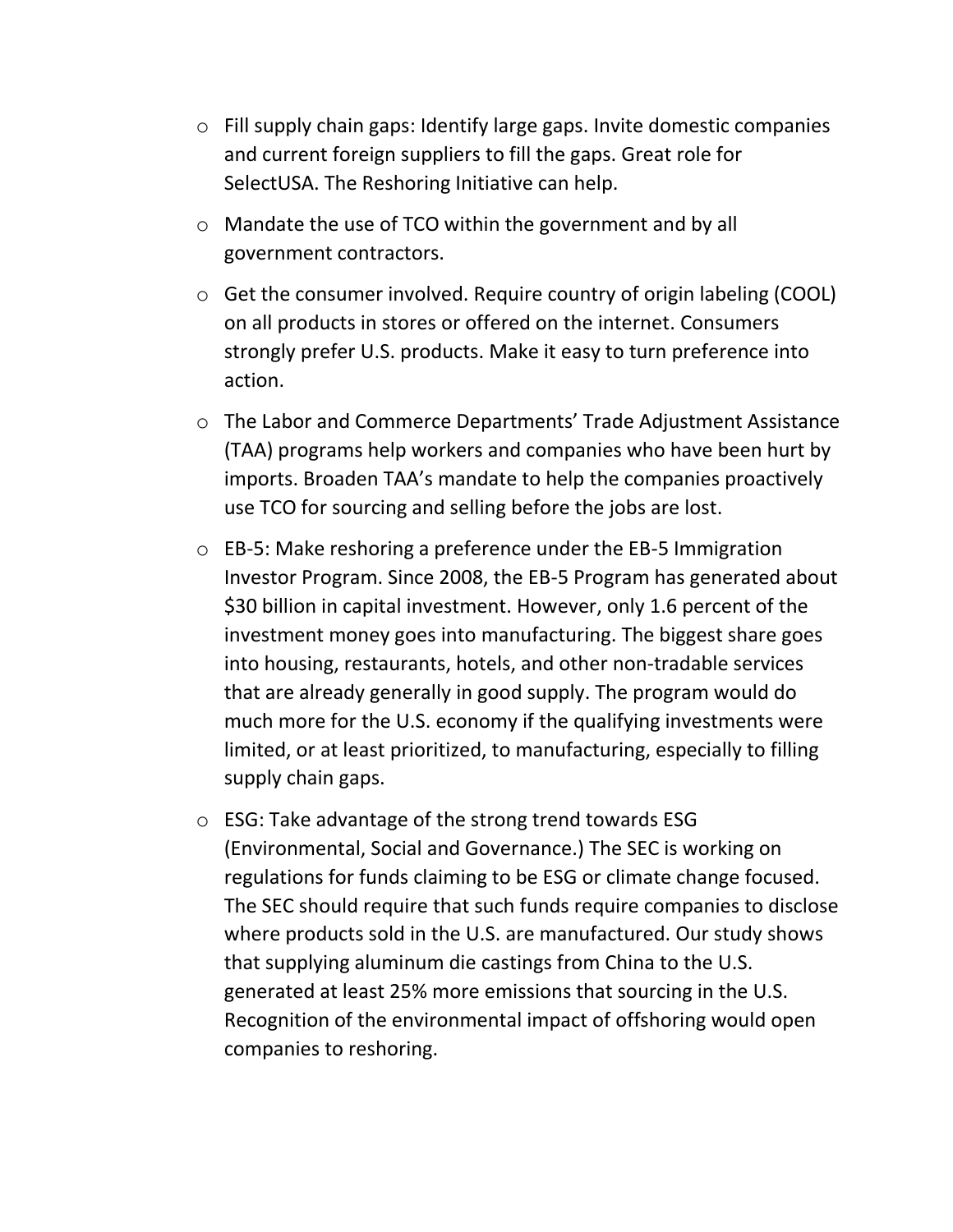- Fill supply chain gaps: Identify large gaps. Invite domestic companies and current foreign suppliers to fill the gaps. Great role for SelectUSA. The Reshoring Initiative can help.
- Mandate the use of TCO within the government and by all government contractors.
- Get the consumer involved. Require country of origin labeling (COOL) on all products in stores or offered on the internet. Consumers strongly prefer U.S. products. Make it easy to turn preference into action.
- The Labor and Commerce Departments' Trade Adjustment Assistance (TAA) programs help workers and companies who have been hurt by imports. Broaden TAA's mandate to help the companies proactively use TCO for sourcing and selling before the jobs are lost.
- EB-5: Make reshoring a preference under the EB-5 Immigration Investor Program. Since 2008, the EB-5 Program has generated about $30 billion in capital investment. However, only 1.6 percent of the investment money goes into manufacturing. The biggest share goes into housing, restaurants, hotels, and other non-tradable services that are already generally in good supply. The program would do much more for the U.S. economy if the qualifying investments were limited, or at least prioritized, to manufacturing, especially to filling supply chain gaps.
- ESG: Take advantage of the strong trend towards ESG (Environmental, Social and Governance.) The SEC is working on regulations for funds claiming to be ESG or climate change focused. The SEC should require that such funds require companies to disclose where products sold in the U.S. are manufactured. Our study shows that supplying aluminum die castings from China to the U.S. generated at least 25% more emissions that sourcing in the U.S. Recognition of the environmental impact of offshoring would open companies to reshoring.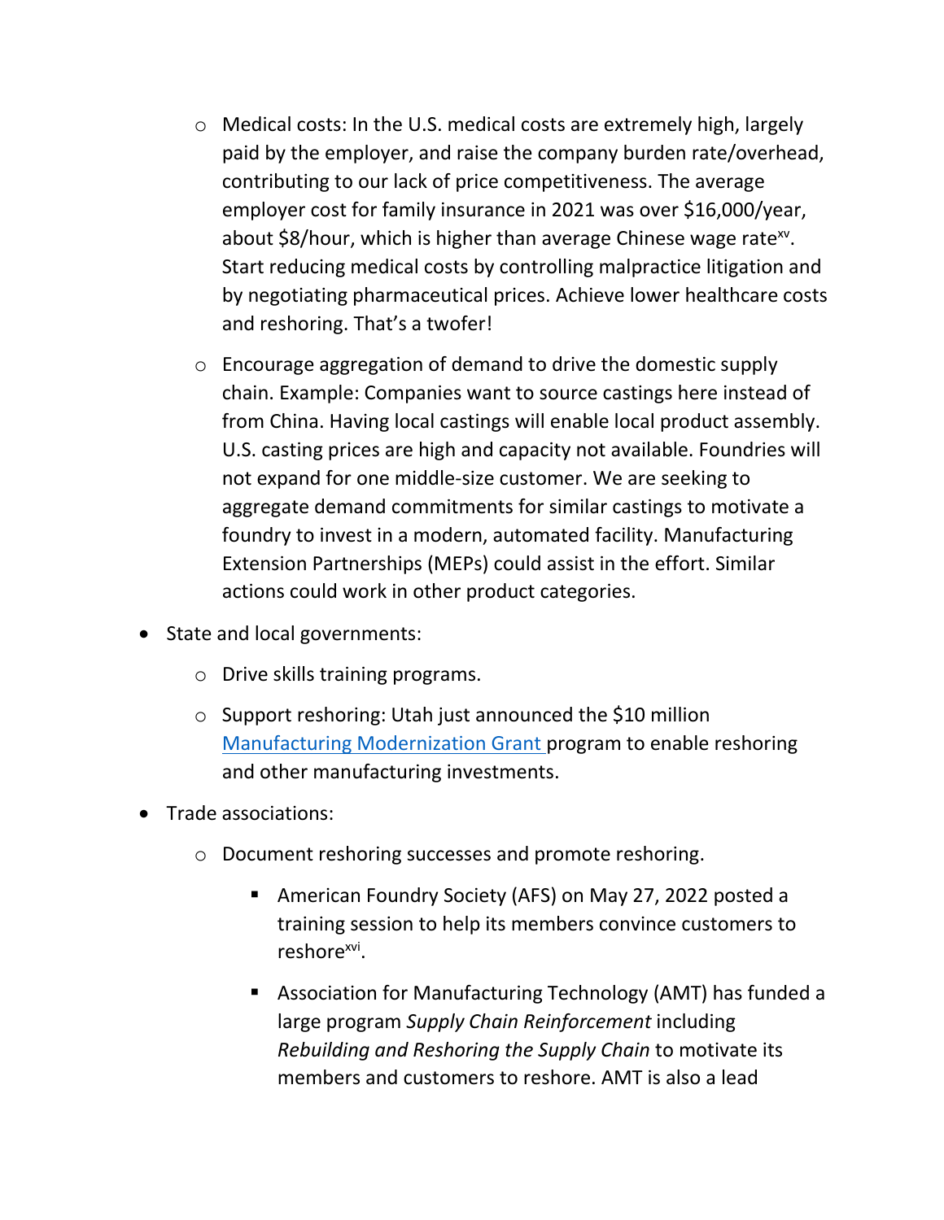- Medical costs: In the U.S. medical costs are extremely high, largely paid by the employer, and raise the company burden rate/overhead, contributing to our lack of price competitiveness. The average employer cost for family insurance in 2021 was over $16,000/year, about $8/hour, which is higher than average Chinese wage rate[xv]. Start reducing medical costs by controlling malpractice litigation and by negotiating pharmaceutical prices. Achieve lower healthcare costs and reshoring. That's a twofer!
    - Encourage aggregation of demand to drive the domestic supply chain. Example: Companies want to source castings here instead of from China. Having local castings will enable local product assembly. U.S. casting prices are high and capacity not available. Foundries will not expand for one middle-size customer. We are seeking to aggregate demand commitments for similar castings to motivate a foundry to invest in a modern, automated facility. Manufacturing Extension Partnerships (MEPs) could assist in the effort. Similar actions could work in other product categories.
- State and local governments:
    - Drive skills training programs.
    - Support reshoring: Utah just announced the $10 million Manufacturing Modernization Grant program to enable reshoring and other manufacturing investments.
- Trade associations:
    - Document reshoring successes and promote reshoring.
        - American Foundry Society (AFS) on May 27, 2022 posted a training session to help its members convince customers to reshore[xvi].
        - Association for Manufacturing Technology (AMT) has funded a large program *Supply Chain Reinforcement* including *Rebuilding and Reshoring the Supply Chain* to motivate its members and customers to reshore. AMT is also a lead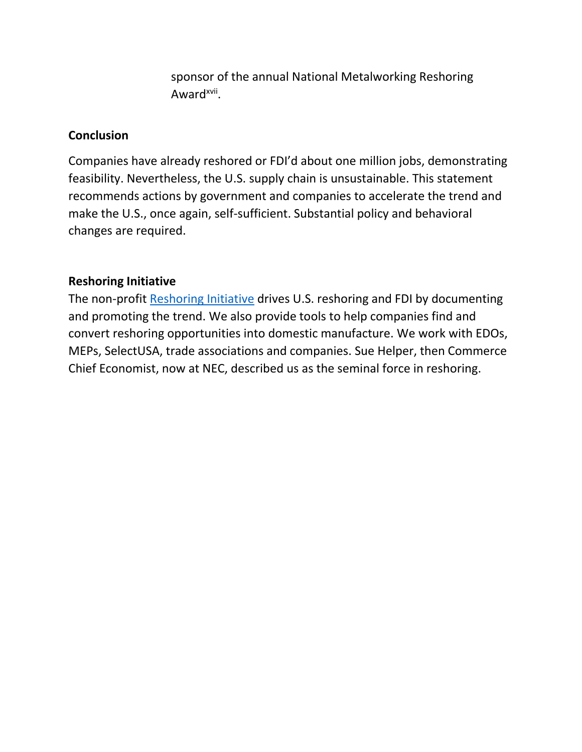sponsor of the annual National Metalworking Reshoring Award[xvii].

**Conclusion**

Companies have already reshored or FDI'd about one million jobs, demonstrating feasibility. Nevertheless, the U.S. supply chain is unsustainable. This statement recommends actions by government and companies to accelerate the trend and make the U.S., once again, self-sufficient. Substantial policy and behavioral changes are required.

**Reshoring Initiative**

The non-profit Reshoring Initiative drives U.S. reshoring and FDI by documenting and promoting the trend. We also provide tools to help companies find and convert reshoring opportunities into domestic manufacture. We work with EDOs, MEPs, SelectUSA, trade associations and companies. Sue Helper, then Commerce Chief Economist, now at NEC, described us as the seminal force in reshoring.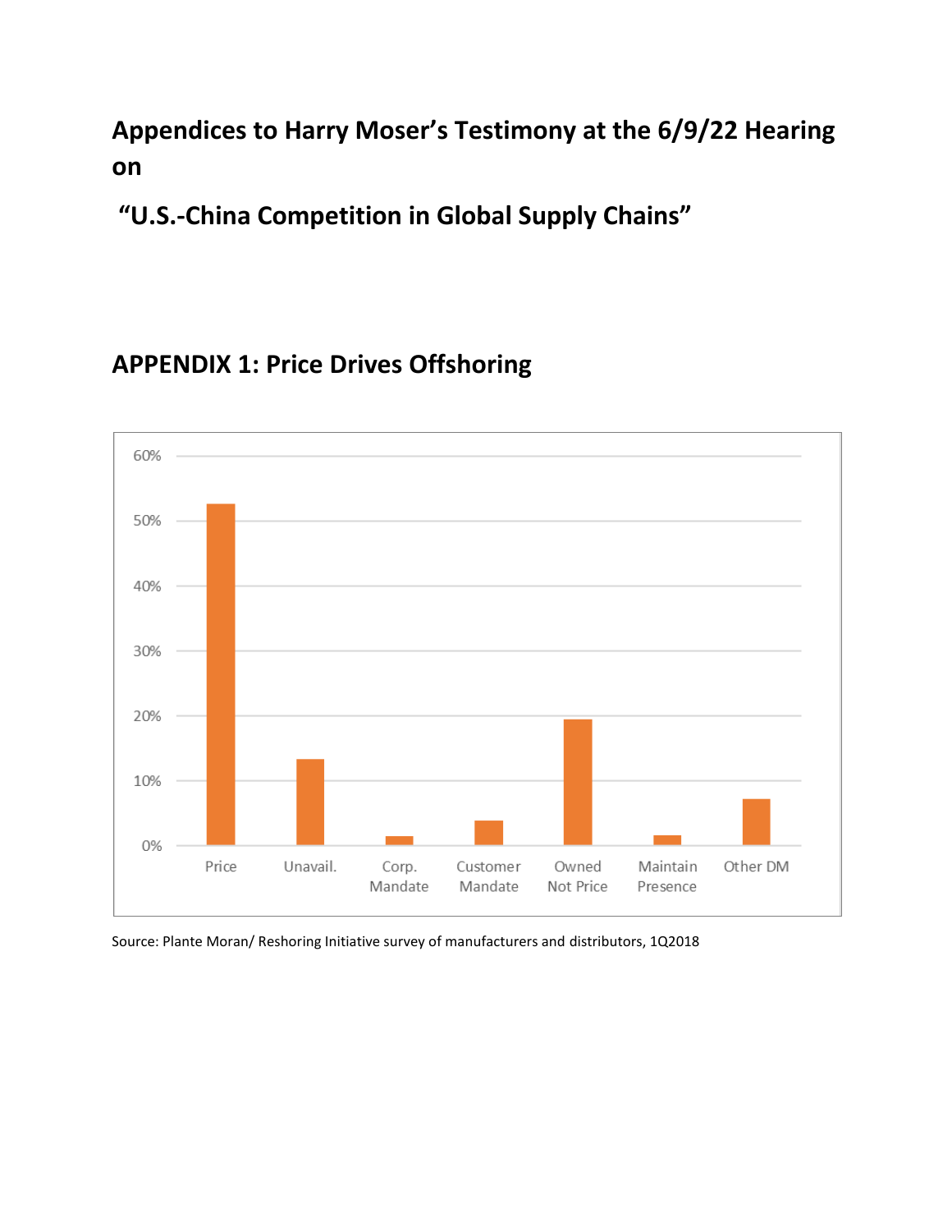# Appendices to Harry Moser's Testimony at the 6/9/22 Hearing on

# "U.S.-China Competition in Global Supply Chains"

## APPENDIX 1: Price Drives Offshoring

Source: Plante Moran/ Reshoring Initiative survey of manufacturers and distributors, 1Q2018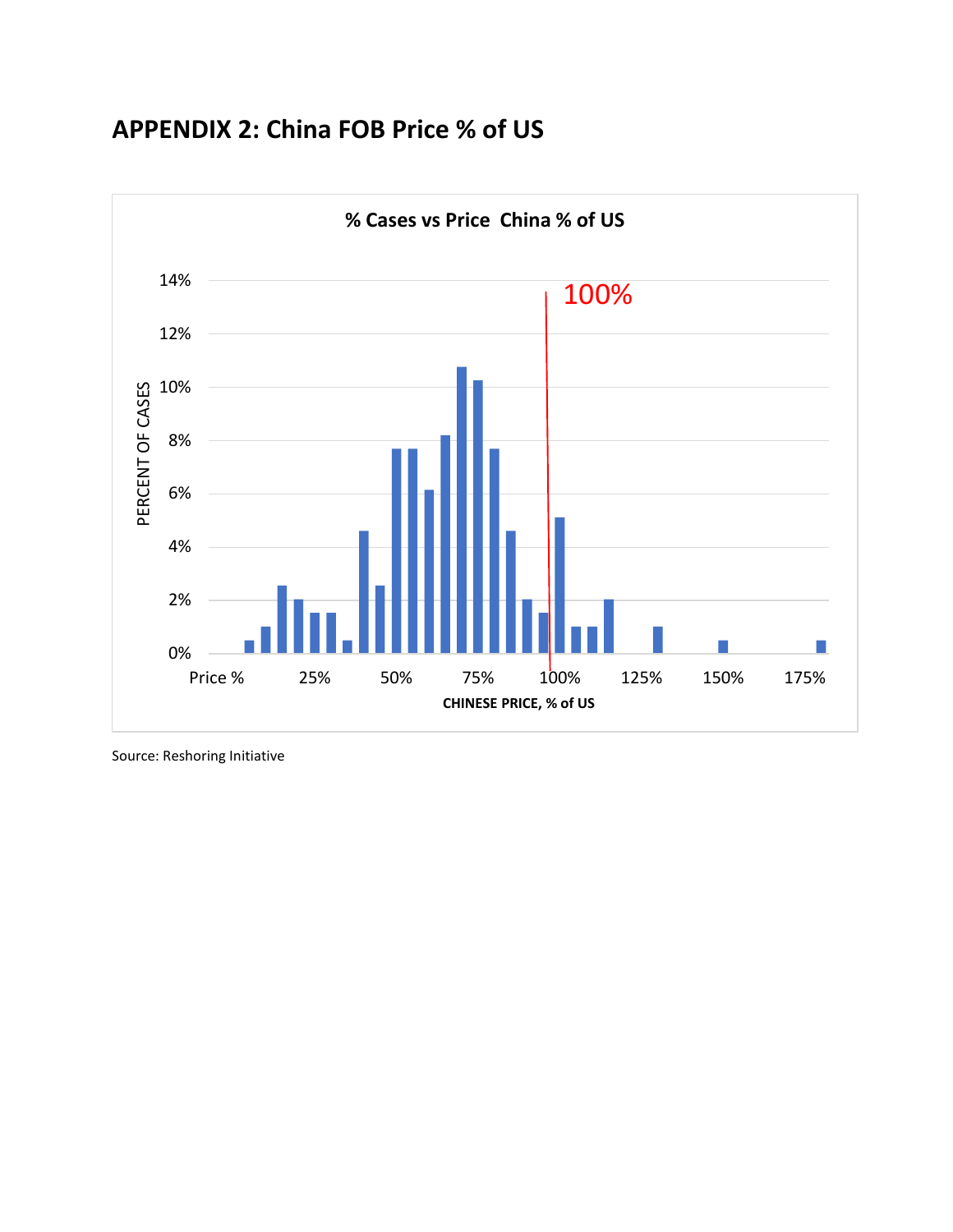## APPENDIX 2: China FOB Price % of US

% Cases vs Price China % of US

Source: Reshoring Initiative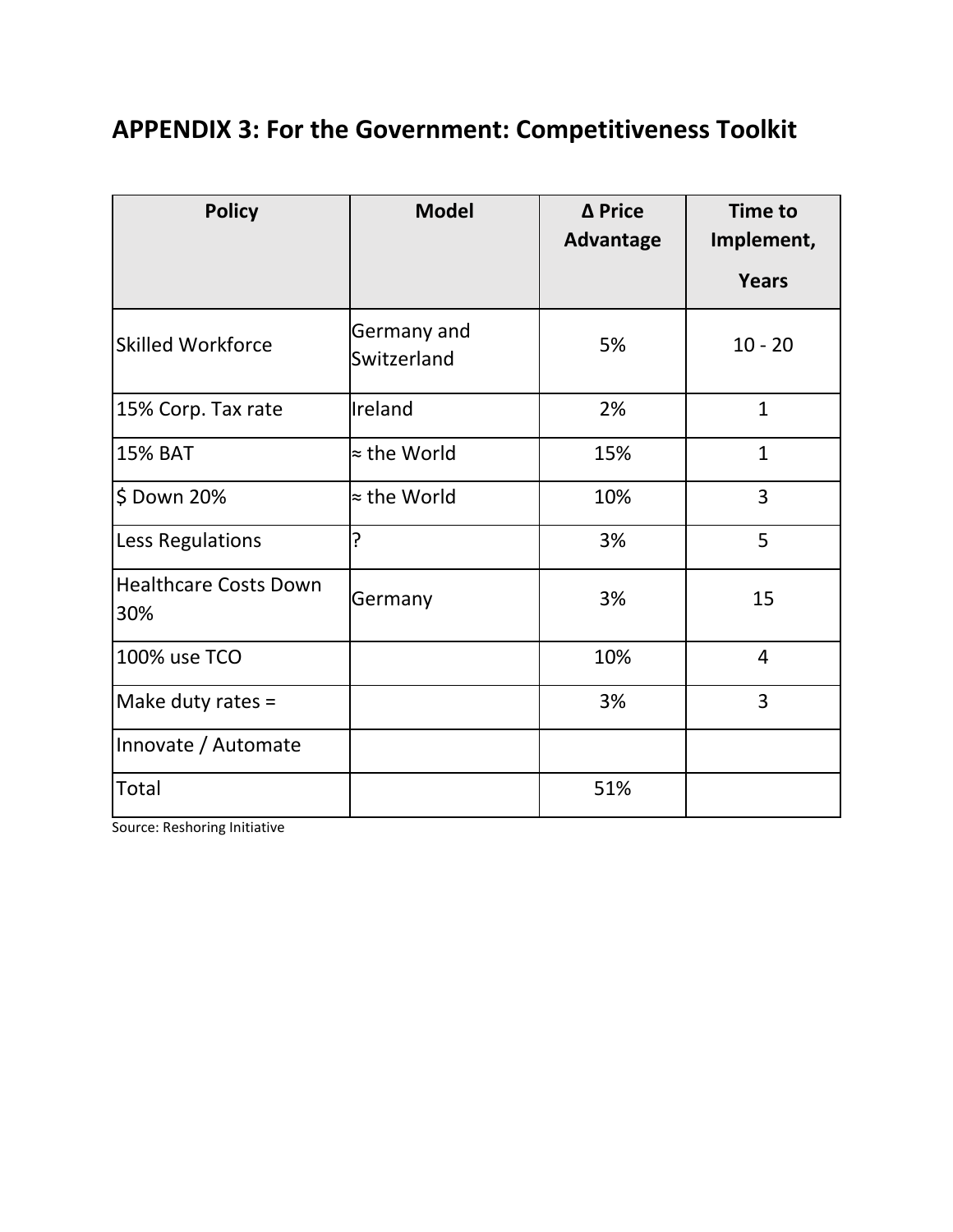## APPENDIX 3: For the Government: Competitiveness Toolkit

| Policy | Model | Δ Price Advantage | Time to Implement, Years |
|---|---|---|---|
| Skilled Workforce | Germany and Switzerland | 5% | 10 - 20 |
| 15% Corp. Tax rate | Ireland | 2% | 1 |
| 15% BAT | ≈ the World | 15% | 1 |
| $ Down 20% | ≈ the World | 10% | 3 |
| Less Regulations | ? | 3% | 5 |
| Healthcare Costs Down 30% | Germany | 3% | 15 |
| 100% use TCO | | 10% | 4 |
| Make duty rates = | | 3% | 3 |
| Innovate / Automate | | | |
| Total | | 51% | |

Source: Reshoring Initiative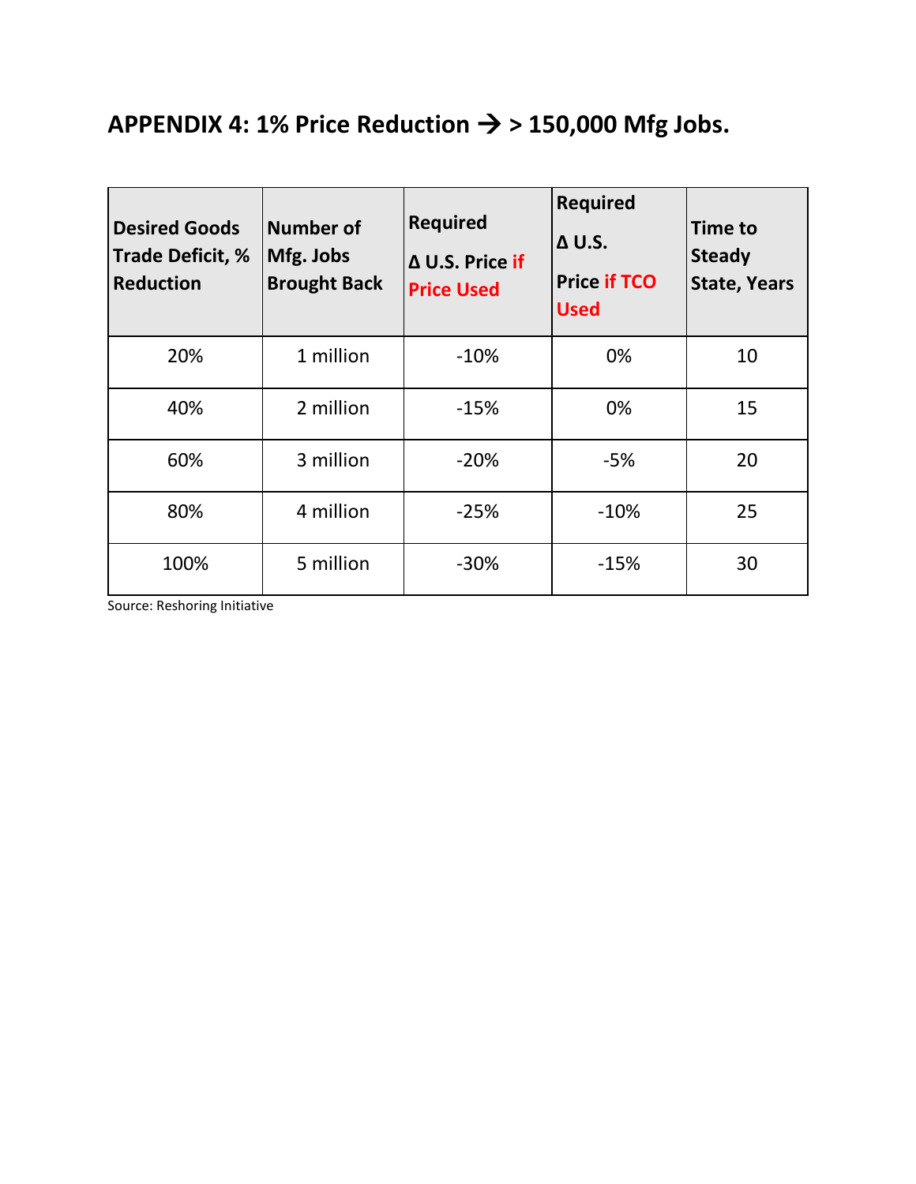## APPENDIX 4: 1% Price Reduction → > 150,000 Mfg Jobs.

| Desired Goods Trade Deficit, % Reduction | Number of Mfg. Jobs Brought Back | Required Δ U.S. Price if Price Used | Required Δ U.S. Price if TCO Used | Time to Steady State, Years |
|---|---|---|---|---|
| 20% | 1 million | -10% | 0% | 10 |
| 40% | 2 million | -15% | 0% | 15 |
| 60% | 3 million | -20% | -5% | 20 |
| 80% | 4 million | -25% | -10% | 25 |
| 100% | 5 million | -30% | -15% | 30 |

Source: Reshoring Initiative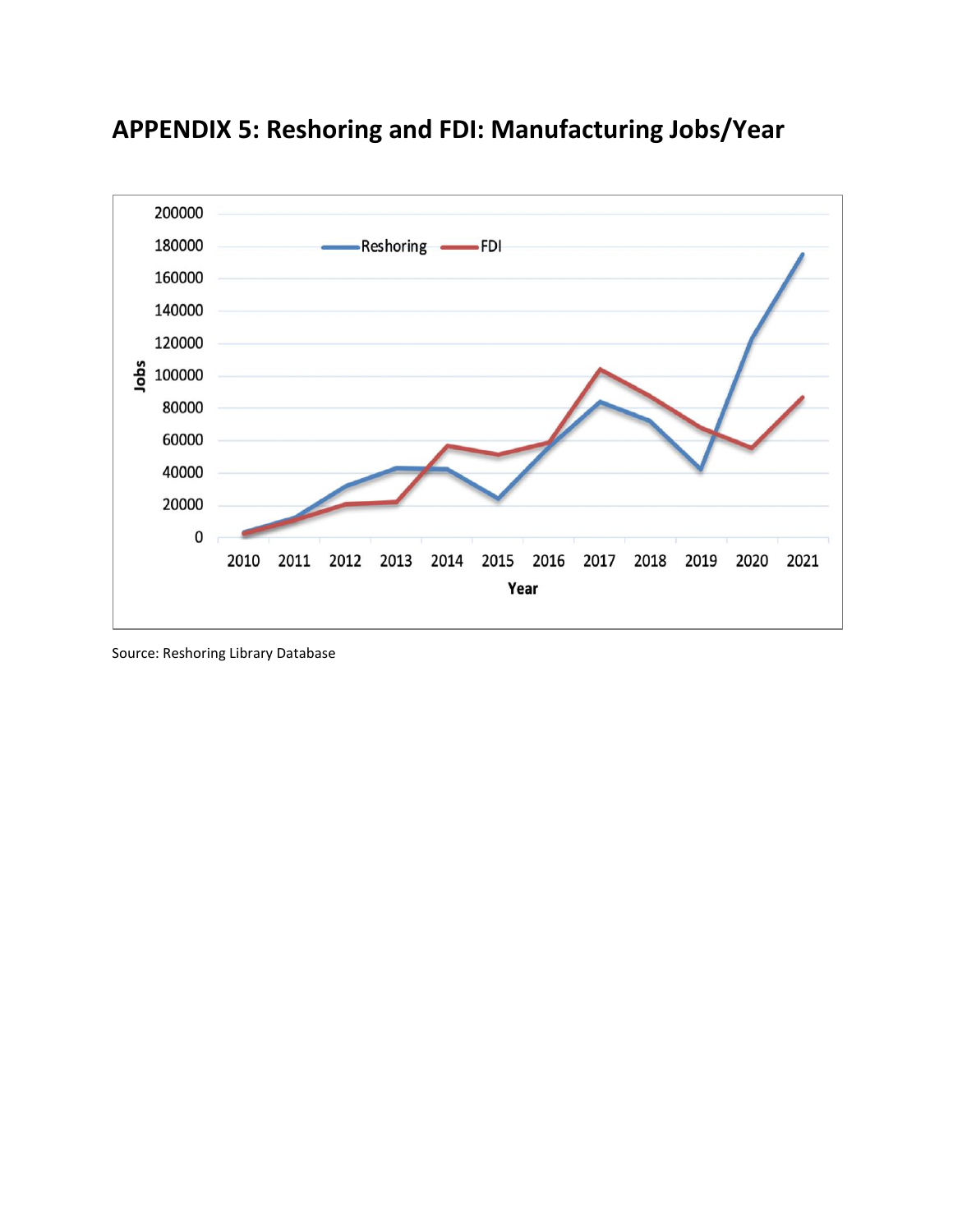## APPENDIX 5: Reshoring and FDI: Manufacturing Jobs/Year

Source: Reshoring Library Database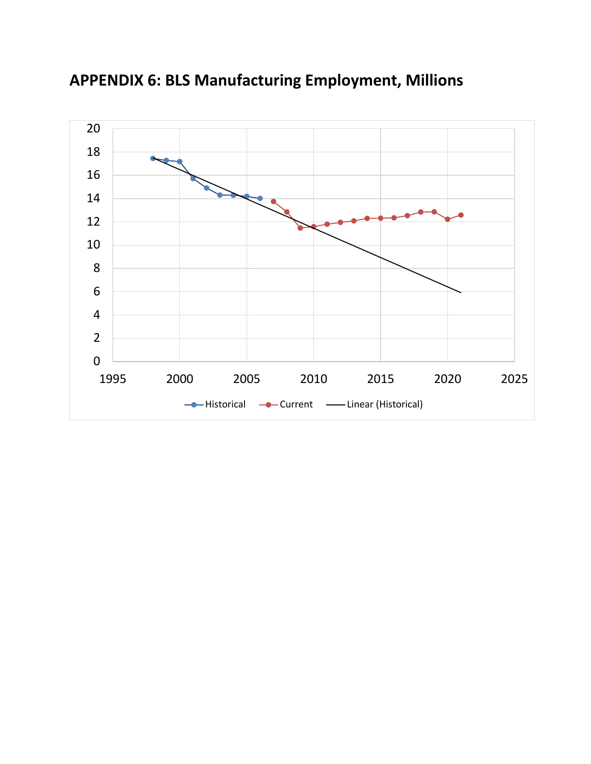## APPENDIX 6: BLS Manufacturing Employment, Millions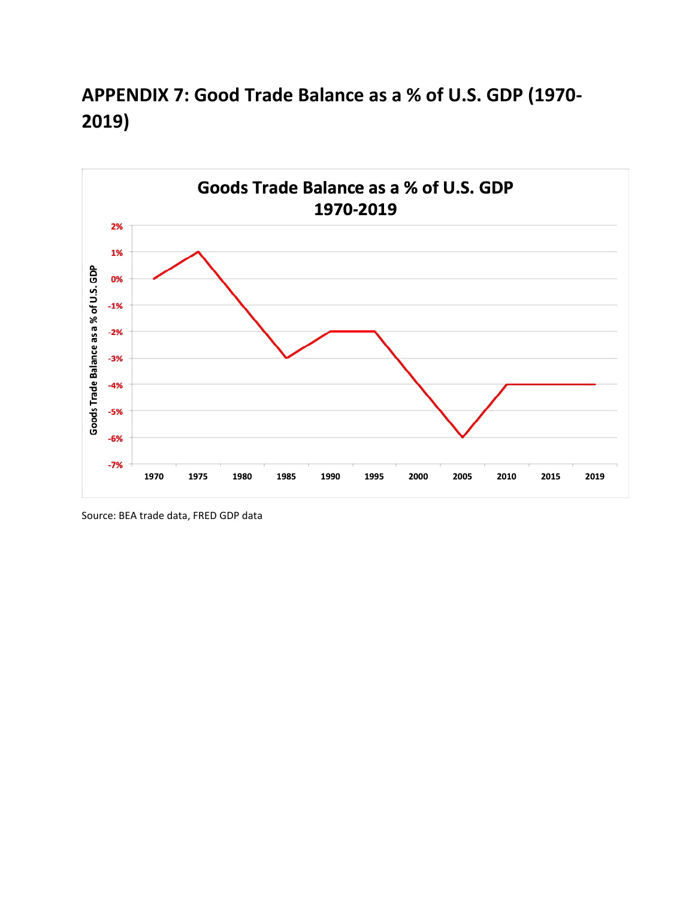## APPENDIX 7: Good Trade Balance as a % of U.S. GDP (1970-2019)

Source: BEA trade data, FRED GDP data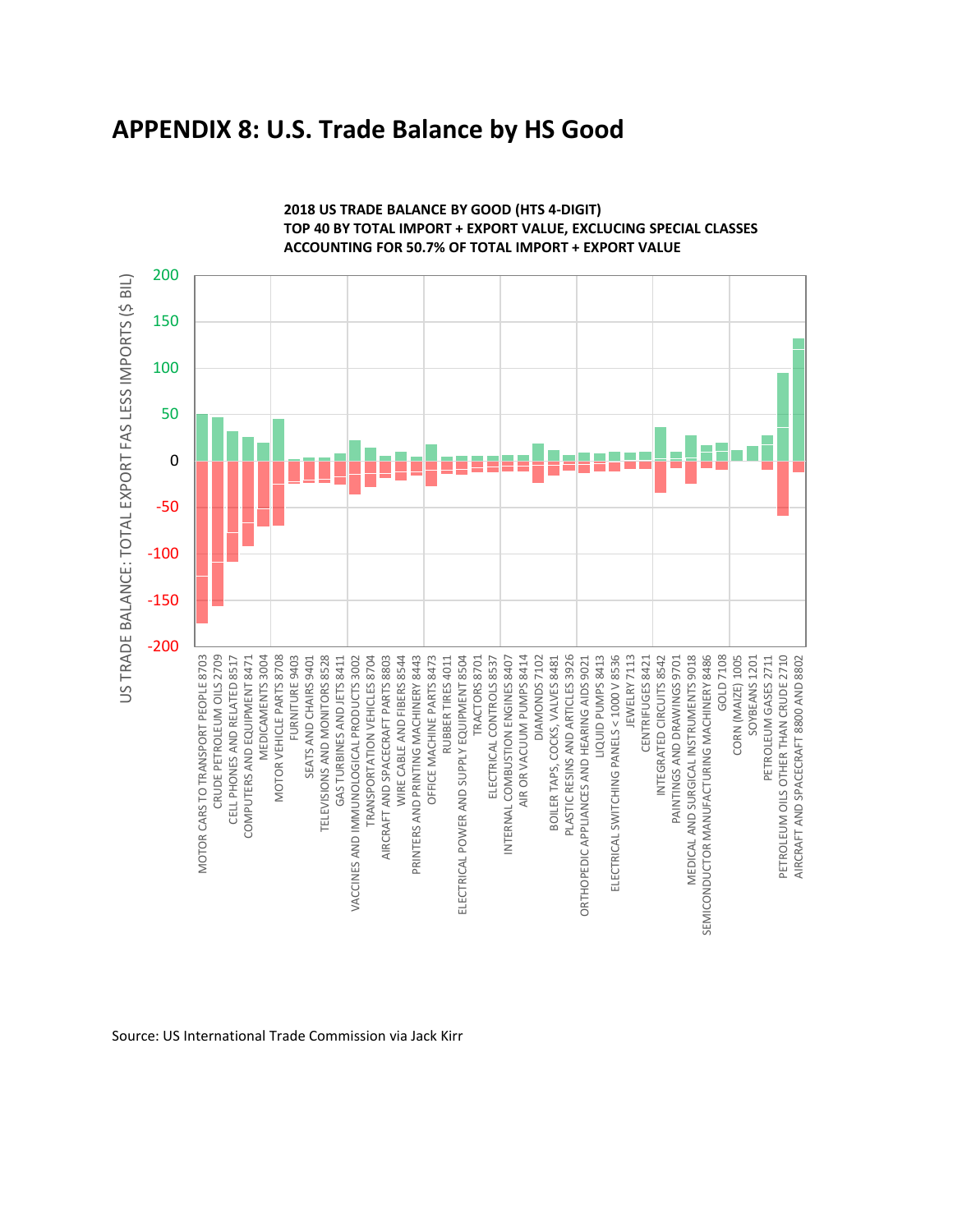# APPENDIX 8: U.S. Trade Balance by HS Good

**2018 US TRADE BALANCE BY GOOD (HTS 4-DIGIT)**
**TOP 40 BY TOTAL IMPORT + EXPORT VALUE, EXCLUCING SPECIAL CLASSES**
**ACCOUNTING FOR 50.7% OF TOTAL IMPORT + EXPORT VALUE**

Source: US International Trade Commission via Jack Kirr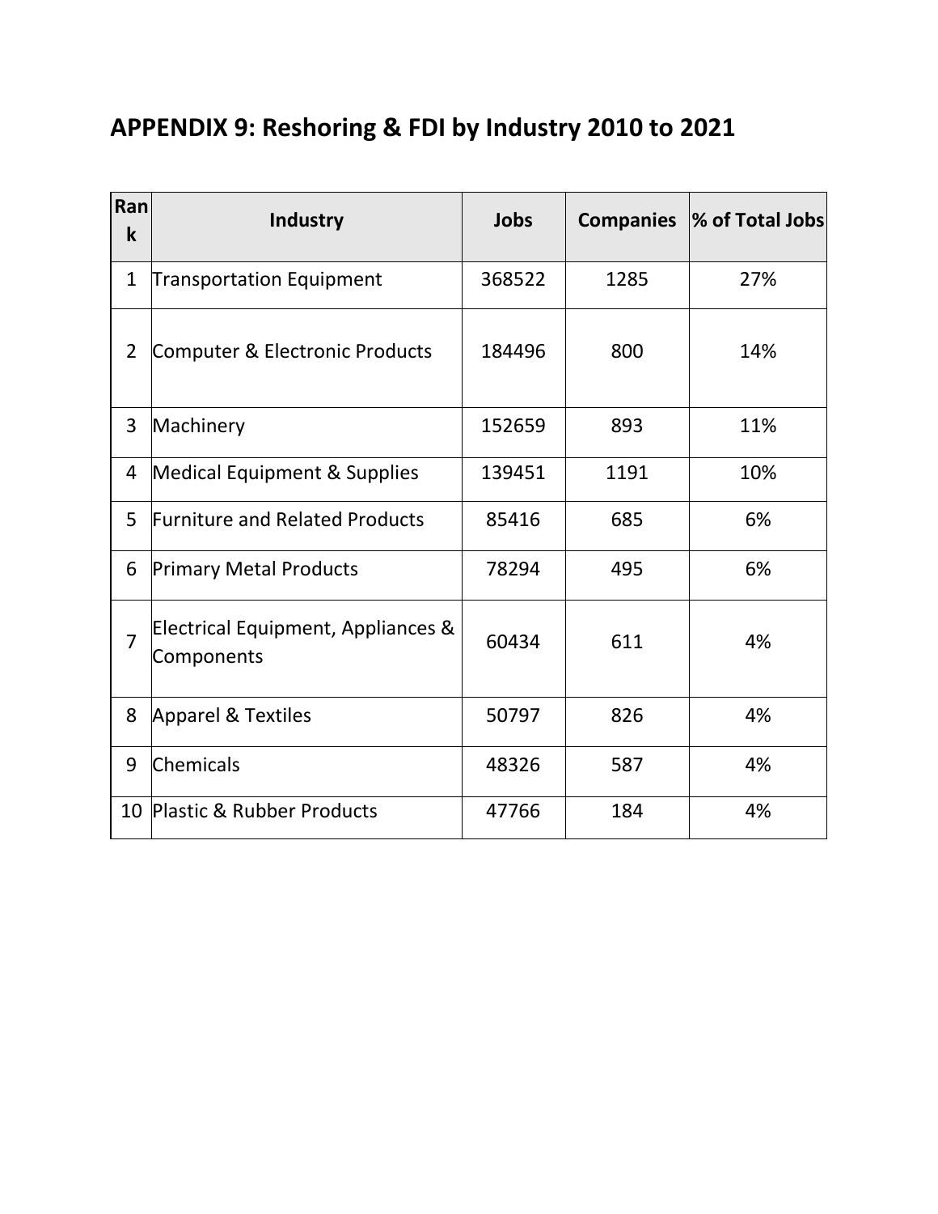## APPENDIX 9: Reshoring & FDI by Industry 2010 to 2021

| Rank | Industry | Jobs | Companies | % of Total Jobs |
|---|---|---|---|---|
| 1 | Transportation Equipment | 368522 | 1285 | 27% |
| 2 | Computer & Electronic Products | 184496 | 800 | 14% |
| 3 | Machinery | 152659 | 893 | 11% |
| 4 | Medical Equipment & Supplies | 139451 | 1191 | 10% |
| 5 | Furniture and Related Products | 85416 | 685 | 6% |
| 6 | Primary Metal Products | 78294 | 495 | 6% |
| 7 | Electrical Equipment, Appliances & Components | 60434 | 611 | 4% |
| 8 | Apparel & Textiles | 50797 | 826 | 4% |
| 9 | Chemicals | 48326 | 587 | 4% |
| 10 | Plastic & Rubber Products | 47766 | 184 | 4% |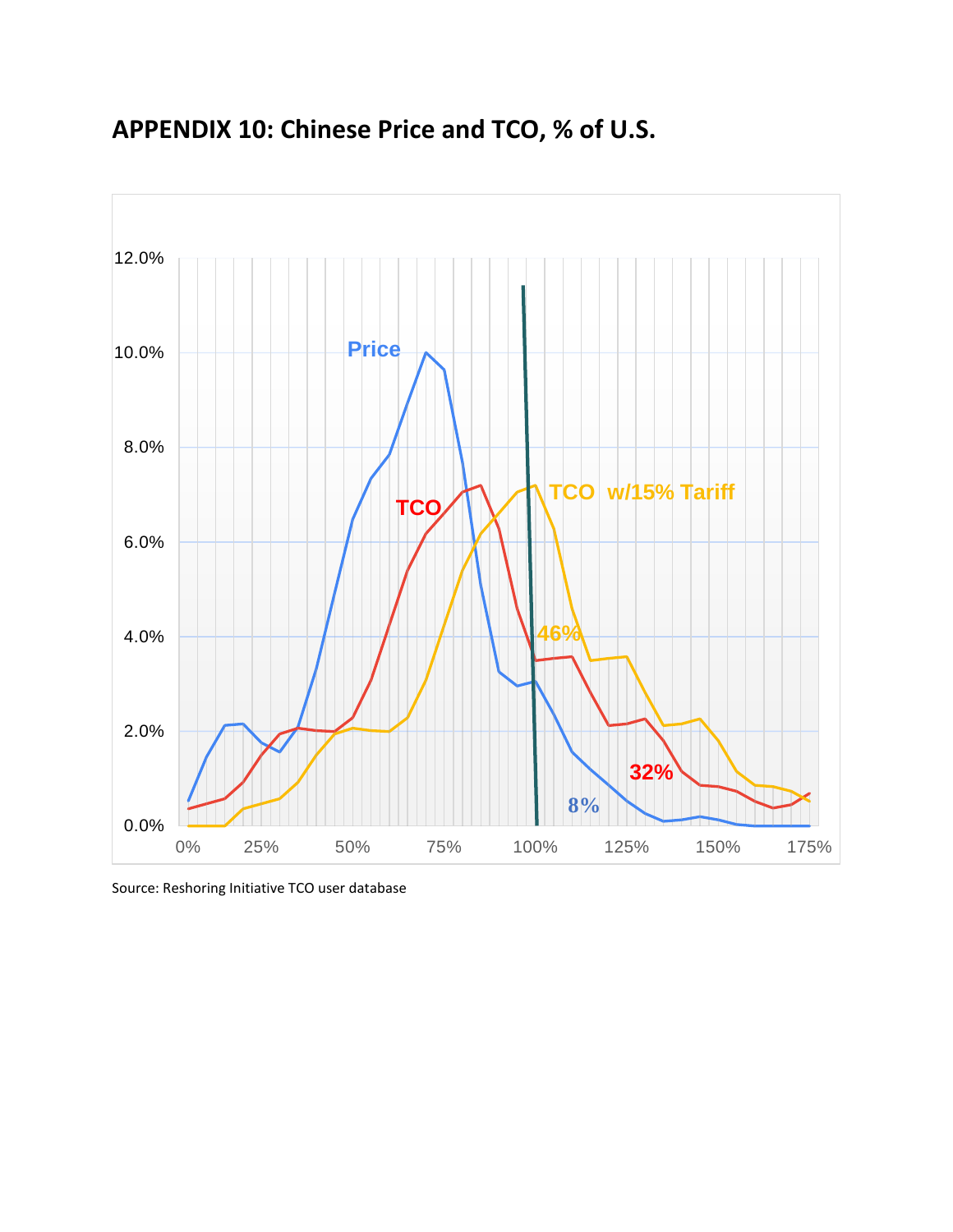## APPENDIX 10: Chinese Price and TCO, % of U.S.

Source: Reshoring Initiative TCO user database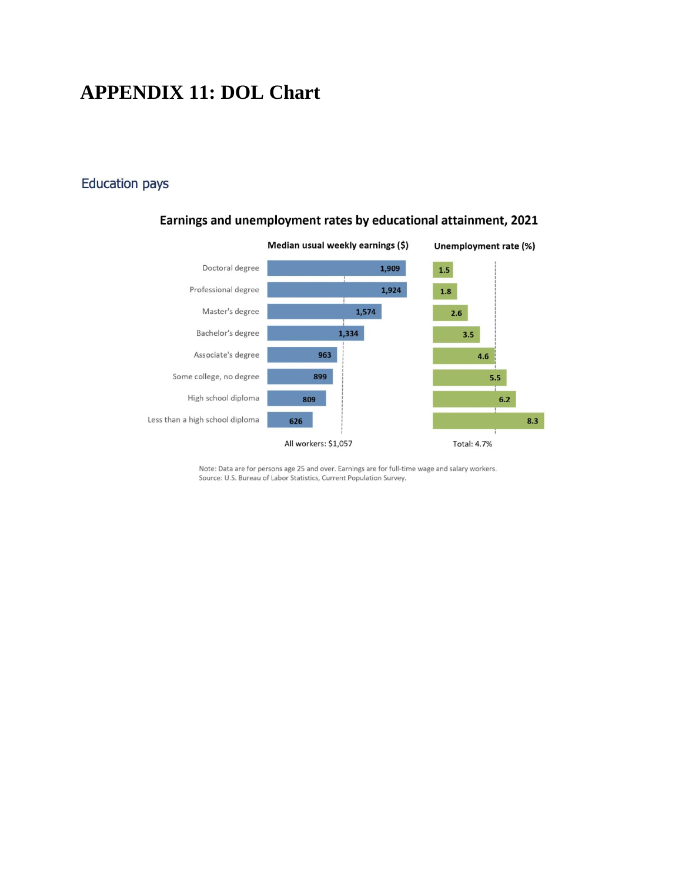# APPENDIX 11: DOL Chart

## Education pays

### Earnings and unemployment rates by educational attainment, 2021

| | Median usual weekly earnings ($) | Unemployment rate (%) |
|---|---|---|
| Doctoral degree | 1,909 | 1.5 |
| Professional degree | 1,924 | 1.8 |
| Master's degree | 1,574 | 2.6 |
| Bachelor's degree | 1,334 | 3.5 |
| Associate's degree | 963 | 4.6 |
| Some college, no degree | 899 | 5.5 |
| High school diploma | 809 | 6.2 |
| Less than a high school diploma | 626 | 8.3 |
| | All workers: $1,057 | Total: 4.7% |

Note: Data are for persons age 25 and over. Earnings are for full-time wage and salary workers.
Source: U.S. Bureau of Labor Statistics, Current Population Survey.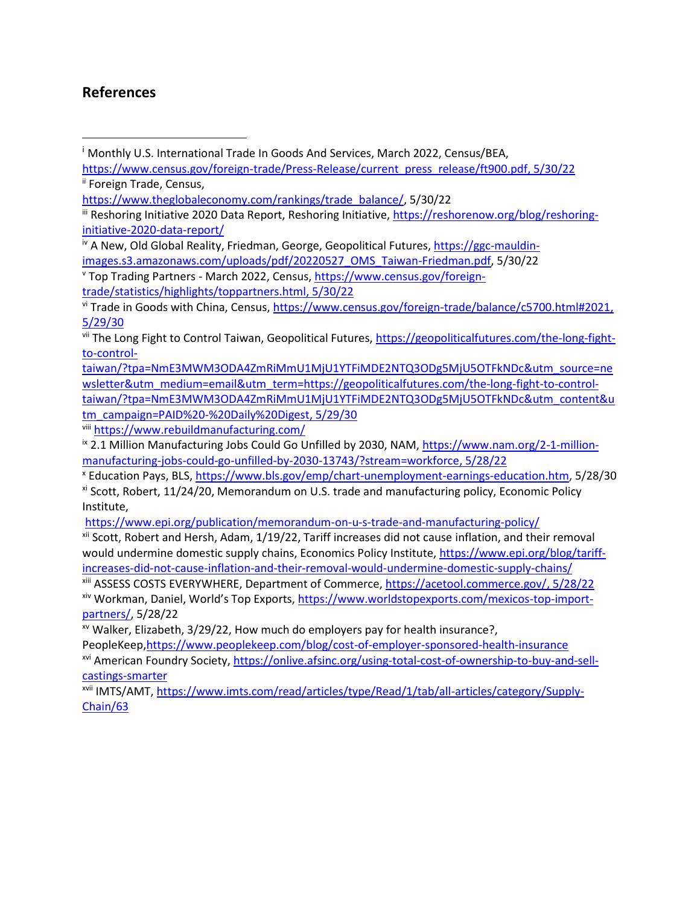## References

[i] Monthly U.S. International Trade In Goods And Services, March 2022, Census/BEA, https://www.census.gov/foreign-trade/Press-Release/current_press_release/ft900.pdf, 5/30/22

[ii] Foreign Trade, Census, https://www.theglobaleconomy.com/rankings/trade_balance/, 5/30/22

[iii] Reshoring Initiative 2020 Data Report, Reshoring Initiative, https://reshorenow.org/blog/reshoring-initiative-2020-data-report/

[iv] A New, Old Global Reality, Friedman, George, Geopolitical Futures, https://ggc-mauldin-images.s3.amazonaws.com/uploads/pdf/20220527_OMS_Taiwan-Friedman.pdf, 5/30/22

[v] Top Trading Partners - March 2022, Census, https://www.census.gov/foreign-trade/statistics/highlights/toppartners.html, 5/30/22

[vi] Trade in Goods with China, Census, https://www.census.gov/foreign-trade/balance/c5700.html#2021, 5/29/30

[vii] The Long Fight to Control Taiwan, Geopolitical Futures, https://geopoliticalfutures.com/the-long-fight-to-control-taiwan/?tpa=NmE3MWM3ODA4ZmRiMmU1MjU1YTFiMDE2NTQ3ODg5MjU5OTFkNDc&utm_source=newsletter&utm_medium=email&utm_term=https://geopoliticalfutures.com/the-long-fight-to-control-taiwan/?tpa=NmE3MWM3ODA4ZmRiMmU1MjU1YTFiMDE2NTQ3ODg5MjU5OTFkNDc&utm_content&utm_campaign=PAID%20-%20Daily%20Digest, 5/29/30

[viii] https://www.rebuildmanufacturing.com/

[ix] 2.1 Million Manufacturing Jobs Could Go Unfilled by 2030, NAM, https://www.nam.org/2-1-million-manufacturing-jobs-could-go-unfilled-by-2030-13743/?stream=workforce, 5/28/22

[x] Education Pays, BLS, https://www.bls.gov/emp/chart-unemployment-earnings-education.htm, 5/28/30

[xi] Scott, Robert, 11/24/20, Memorandum on U.S. trade and manufacturing policy, Economic Policy Institute, https://www.epi.org/publication/memorandum-on-u-s-trade-and-manufacturing-policy/

[xii] Scott, Robert and Hersh, Adam, 1/19/22, Tariff increases did not cause inflation, and their removal would undermine domestic supply chains, Economics Policy Institute, https://www.epi.org/blog/tariff-increases-did-not-cause-inflation-and-their-removal-would-undermine-domestic-supply-chains/

[xiii] ASSESS COSTS EVERYWHERE, Department of Commerce, https://acetool.commerce.gov/, 5/28/22

[xiv] Workman, Daniel, World's Top Exports, https://www.worldstopexports.com/mexicos-top-import-partners/, 5/28/22

[xv] Walker, Elizabeth, 3/29/22, How much do employers pay for health insurance?, PeopleKeep,https://www.peoplekeep.com/blog/cost-of-employer-sponsored-health-insurance

[xvi] American Foundry Society, https://onlive.afsinc.org/using-total-cost-of-ownership-to-buy-and-sell-castings-smarter

[xvii] IMTS/AMT, https://www.imts.com/read/articles/type/Read/1/tab/all-articles/category/Supply-Chain/63